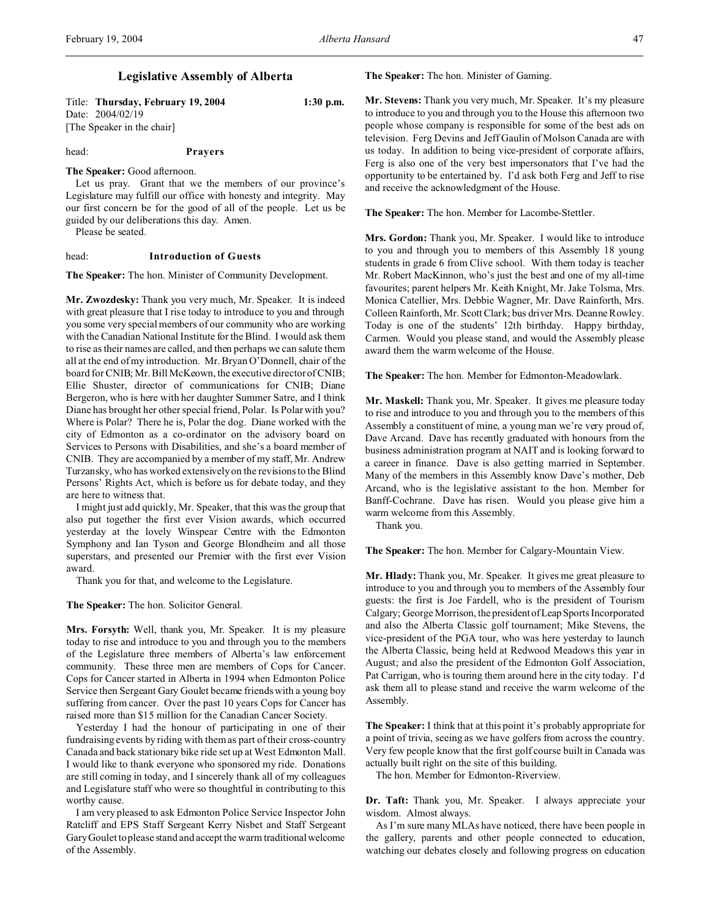## Legislative Assembly of Alberta

Title: **Thursday, February 19, 2004** **1:30 p.m.**
Date: 2004/02/19
[The Speaker in the chair]

head: **Prayers**

**The Speaker:** Good afternoon.

Let us pray. Grant that we the members of our province's Legislature may fulfill our office with honesty and integrity. May our first concern be for the good of all of the people. Let us be guided by our deliberations this day. Amen.

Please be seated.

head: **Introduction of Guests**

**The Speaker:** The hon. Minister of Community Development.

**Mr. Zwozdesky:** Thank you very much, Mr. Speaker. It is indeed with great pleasure that I rise today to introduce to you and through you some very special members of our community who are working with the Canadian National Institute for the Blind. I would ask them to rise as their names are called, and then perhaps we can salute them all at the end of my introduction. Mr. Bryan O'Donnell, chair of the board for CNIB; Mr. Bill McKeown, the executive director of CNIB; Ellie Shuster, director of communications for CNIB; Diane Bergeron, who is here with her daughter Summer Satre, and I think Diane has brought her other special friend, Polar. Is Polar with you? Where is Polar? There he is, Polar the dog. Diane worked with the city of Edmonton as a co-ordinator on the advisory board on Services to Persons with Disabilities, and she's a board member of CNIB. They are accompanied by a member of my staff, Mr. Andrew Turzansky, who has worked extensively on the revisions to the Blind Persons' Rights Act, which is before us for debate today, and they are here to witness that.

I might just add quickly, Mr. Speaker, that this was the group that also put together the first ever Vision awards, which occurred yesterday at the lovely Winspear Centre with the Edmonton Symphony and Ian Tyson and George Blondheim and all those superstars, and presented our Premier with the first ever Vision award.

Thank you for that, and welcome to the Legislature.

**The Speaker:** The hon. Solicitor General.

**Mrs. Forsyth:** Well, thank you, Mr. Speaker. It is my pleasure today to rise and introduce to you and through you to the members of the Legislature three members of Alberta's law enforcement community. These three men are members of Cops for Cancer. Cops for Cancer started in Alberta in 1994 when Edmonton Police Service then Sergeant Gary Goulet became friends with a young boy suffering from cancer. Over the past 10 years Cops for Cancer has raised more than $15 million for the Canadian Cancer Society.

Yesterday I had the honour of participating in one of their fundraising events by riding with them as part of their cross-country Canada and back stationary bike ride set up at West Edmonton Mall. I would like to thank everyone who sponsored my ride. Donations are still coming in today, and I sincerely thank all of my colleagues and Legislature staff who were so thoughtful in contributing to this worthy cause.

I am very pleased to ask Edmonton Police Service Inspector John Ratcliff and EPS Staff Sergeant Kerry Nisbet and Staff Sergeant Gary Goulet to please stand and accept the warm traditional welcome of the Assembly.

**The Speaker:** The hon. Minister of Gaming.

**Mr. Stevens:** Thank you very much, Mr. Speaker. It's my pleasure to introduce to you and through you to the House this afternoon two people whose company is responsible for some of the best ads on television. Ferg Devins and Jeff Gaulin of Molson Canada are with us today. In addition to being vice-president of corporate affairs, Ferg is also one of the very best impersonators that I've had the opportunity to be entertained by. I'd ask both Ferg and Jeff to rise and receive the acknowledgment of the House.

**The Speaker:** The hon. Member for Lacombe-Stettler.

**Mrs. Gordon:** Thank you, Mr. Speaker. I would like to introduce to you and through you to members of this Assembly 18 young students in grade 6 from Clive school. With them today is teacher Mr. Robert MacKinnon, who's just the best and one of my all-time favourites; parent helpers Mr. Keith Knight, Mr. Jake Tolsma, Mrs. Monica Catellier, Mrs. Debbie Wagner, Mr. Dave Rainforth, Mrs. Colleen Rainforth, Mr. Scott Clark; bus driver Mrs. Deanne Rowley. Today is one of the students' 12th birthday. Happy birthday, Carmen. Would you please stand, and would the Assembly please award them the warm welcome of the House.

**The Speaker:** The hon. Member for Edmonton-Meadowlark.

**Mr. Maskell:** Thank you, Mr. Speaker. It gives me pleasure today to rise and introduce to you and through you to the members of this Assembly a constituent of mine, a young man we're very proud of, Dave Arcand. Dave has recently graduated with honours from the business administration program at NAIT and is looking forward to a career in finance. Dave is also getting married in September. Many of the members in this Assembly know Dave's mother, Deb Arcand, who is the legislative assistant to the hon. Member for Banff-Cochrane. Dave has risen. Would you please give him a warm welcome from this Assembly.

Thank you.

**The Speaker:** The hon. Member for Calgary-Mountain View.

**Mr. Hlady:** Thank you, Mr. Speaker. It gives me great pleasure to introduce to you and through you to members of the Assembly four guests: the first is Joe Fardell, who is the president of Tourism Calgary; George Morrison, the president of Leap Sports Incorporated and also the Alberta Classic golf tournament; Mike Stevens, the vice-president of the PGA tour, who was here yesterday to launch the Alberta Classic, being held at Redwood Meadows this year in August; and also the president of the Edmonton Golf Association, Pat Carrigan, who is touring them around here in the city today. I'd ask them all to please stand and receive the warm welcome of the Assembly.

**The Speaker:** I think that at this point it's probably appropriate for a point of trivia, seeing as we have golfers from across the country. Very few people know that the first golf course built in Canada was actually built right on the site of this building.

The hon. Member for Edmonton-Riverview.

**Dr. Taft:** Thank you, Mr. Speaker. I always appreciate your wisdom. Almost always.

As I'm sure many MLAs have noticed, there have been people in the gallery, parents and other people connected to education, watching our debates closely and following progress on education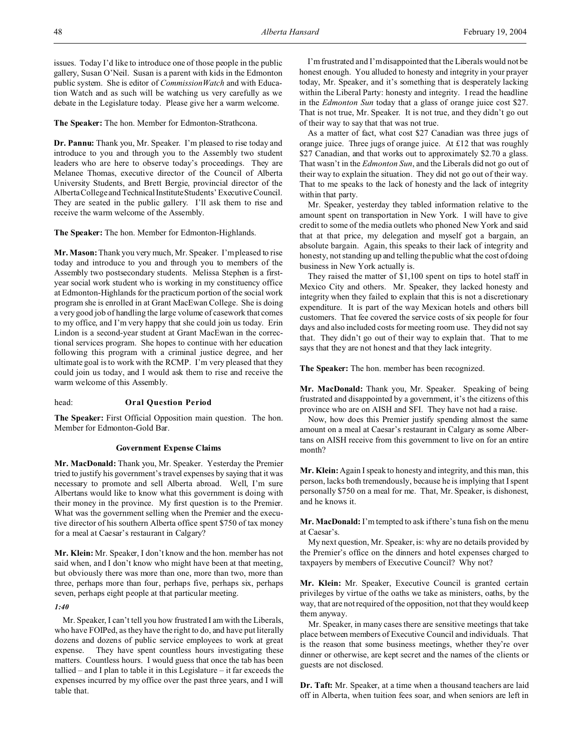issues. Today I'd like to introduce one of those people in the public gallery, Susan O'Neil. Susan is a parent with kids in the Edmonton public system. She is editor of *CommissionWatch* and with Education Watch and as such will be watching us very carefully as we debate in the Legislature today. Please give her a warm welcome.

**The Speaker:** The hon. Member for Edmonton-Strathcona.

**Dr. Pannu:** Thank you, Mr. Speaker. I'm pleased to rise today and introduce to you and through you to the Assembly two student leaders who are here to observe today's proceedings. They are Melanee Thomas, executive director of the Council of Alberta University Students, and Brett Bergie, provincial director of the Alberta College and Technical Institute Students' Executive Council. They are seated in the public gallery. I'll ask them to rise and receive the warm welcome of the Assembly.

**The Speaker:** The hon. Member for Edmonton-Highlands.

**Mr. Mason:** Thank you very much, Mr. Speaker. I'm pleased to rise today and introduce to you and through you to members of the Assembly two postsecondary students. Melissa Stephen is a first-year social work student who is working in my constituency office at Edmonton-Highlands for the practicum portion of the social work program she is enrolled in at Grant MacEwan College. She is doing a very good job of handling the large volume of casework that comes to my office, and I'm very happy that she could join us today. Erin Lindon is a second-year student at Grant MacEwan in the correctional services program. She hopes to continue with her education following this program with a criminal justice degree, and her ultimate goal is to work with the RCMP. I'm very pleased that they could join us today, and I would ask them to rise and receive the warm welcome of this Assembly.

head: **Oral Question Period**

**The Speaker:** First Official Opposition main question. The hon. Member for Edmonton-Gold Bar.

## Government Expense Claims

**Mr. MacDonald:** Thank you, Mr. Speaker. Yesterday the Premier tried to justify his government's travel expenses by saying that it was necessary to promote and sell Alberta abroad. Well, I'm sure Albertans would like to know what this government is doing with their money in the province. My first question is to the Premier. What was the government selling when the Premier and the executive director of his southern Alberta office spent $750 of tax money for a meal at Caesar's restaurant in Calgary?

**Mr. Klein:** Mr. Speaker, I don't know and the hon. member has not said when, and I don't know who might have been at that meeting, but obviously there was more than one, more than two, more than three, perhaps more than four, perhaps five, perhaps six, perhaps seven, perhaps eight people at that particular meeting.

*1:40*

Mr. Speaker, I can't tell you how frustrated I am with the Liberals, who have FOIPed, as they have the right to do, and have put literally dozens and dozens of public service employees to work at great expense. They have spent countless hours investigating these matters. Countless hours. I would guess that once the tab has been tallied – and I plan to table it in this Legislature – it far exceeds the expenses incurred by my office over the past three years, and I will table that.

I'm frustrated and I'm disappointed that the Liberals would not be honest enough. You alluded to honesty and integrity in your prayer today, Mr. Speaker, and it's something that is desperately lacking within the Liberal Party: honesty and integrity. I read the headline in the *Edmonton Sun* today that a glass of orange juice cost $27. That is not true, Mr. Speaker. It is not true, and they didn't go out of their way to say that that was not true.

As a matter of fact, what cost $27 Canadian was three jugs of orange juice. Three jugs of orange juice. At £12 that was roughly $27 Canadian, and that works out to approximately $2.70 a glass. That wasn't in the *Edmonton Sun*, and the Liberals did not go out of their way to explain the situation. They did not go out of their way. That to me speaks to the lack of honesty and the lack of integrity within that party.

Mr. Speaker, yesterday they tabled information relative to the amount spent on transportation in New York. I will have to give credit to some of the media outlets who phoned New York and said that at that price, my delegation and myself got a bargain, an absolute bargain. Again, this speaks to their lack of integrity and honesty, not standing up and telling the public what the cost of doing business in New York actually is.

They raised the matter of $1,100 spent on tips to hotel staff in Mexico City and others. Mr. Speaker, they lacked honesty and integrity when they failed to explain that this is not a discretionary expenditure. It is part of the way Mexican hotels and others bill customers. That fee covered the service costs of six people for four days and also included costs for meeting room use. They did not say that. They didn't go out of their way to explain that. That to me says that they are not honest and that they lack integrity.

**The Speaker:** The hon. member has been recognized.

**Mr. MacDonald:** Thank you, Mr. Speaker. Speaking of being frustrated and disappointed by a government, it's the citizens of this province who are on AISH and SFI. They have not had a raise.

Now, how does this Premier justify spending almost the same amount on a meal at Caesar's restaurant in Calgary as some Albertans on AISH receive from this government to live on for an entire month?

**Mr. Klein:** Again I speak to honesty and integrity, and this man, this person, lacks both tremendously, because he is implying that I spent personally $750 on a meal for me. That, Mr. Speaker, is dishonest, and he knows it.

**Mr. MacDonald:** I'm tempted to ask if there's tuna fish on the menu at Caesar's.

My next question, Mr. Speaker, is: why are no details provided by the Premier's office on the dinners and hotel expenses charged to taxpayers by members of Executive Council? Why not?

**Mr. Klein:** Mr. Speaker, Executive Council is granted certain privileges by virtue of the oaths we take as ministers, oaths, by the way, that are not required of the opposition, not that they would keep them anyway.

Mr. Speaker, in many cases there are sensitive meetings that take place between members of Executive Council and individuals. That is the reason that some business meetings, whether they're over dinner or otherwise, are kept secret and the names of the clients or guests are not disclosed.

**Dr. Taft:** Mr. Speaker, at a time when a thousand teachers are laid off in Alberta, when tuition fees soar, and when seniors are left in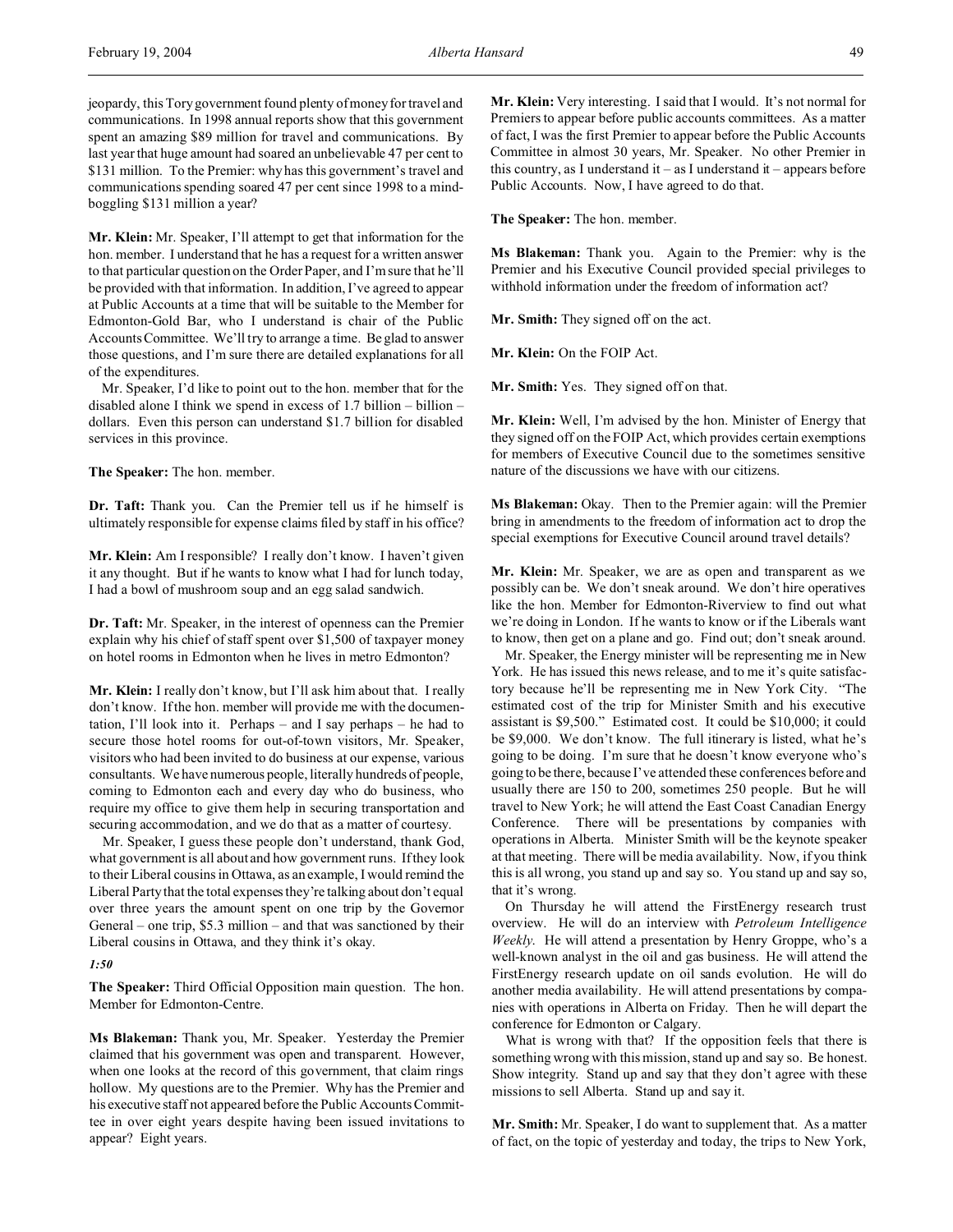jeopardy, this Tory government found plenty of money for travel and communications. In 1998 annual reports show that this government spent an amazing $89 million for travel and communications. By last year that huge amount had soared an unbelievable 47 per cent to $131 million. To the Premier: why has this government's travel and communications spending soared 47 per cent since 1998 to a mind-boggling $131 million a year?

**Mr. Klein:** Mr. Speaker, I'll attempt to get that information for the hon. member. I understand that he has a request for a written answer to that particular question on the Order Paper, and I'm sure that he'll be provided with that information. In addition, I've agreed to appear at Public Accounts at a time that will be suitable to the Member for Edmonton-Gold Bar, who I understand is chair of the Public Accounts Committee. We'll try to arrange a time. Be glad to answer those questions, and I'm sure there are detailed explanations for all of the expenditures.

Mr. Speaker, I'd like to point out to the hon. member that for the disabled alone I think we spend in excess of 1.7 billion – billion – dollars. Even this person can understand $1.7 billion for disabled services in this province.

**The Speaker:** The hon. member.

**Dr. Taft:** Thank you. Can the Premier tell us if he himself is ultimately responsible for expense claims filed by staff in his office?

**Mr. Klein:** Am I responsible? I really don't know. I haven't given it any thought. But if he wants to know what I had for lunch today, I had a bowl of mushroom soup and an egg salad sandwich.

**Dr. Taft:** Mr. Speaker, in the interest of openness can the Premier explain why his chief of staff spent over $1,500 of taxpayer money on hotel rooms in Edmonton when he lives in metro Edmonton?

**Mr. Klein:** I really don't know, but I'll ask him about that. I really don't know. If the hon. member will provide me with the documentation, I'll look into it. Perhaps – and I say perhaps – he had to secure those hotel rooms for out-of-town visitors, Mr. Speaker, visitors who had been invited to do business at our expense, various consultants. We have numerous people, literally hundreds of people, coming to Edmonton each and every day who do business, who require my office to give them help in securing transportation and securing accommodation, and we do that as a matter of courtesy.

Mr. Speaker, I guess these people don't understand, thank God, what government is all about and how government runs. If they look to their Liberal cousins in Ottawa, as an example, I would remind the Liberal Party that the total expenses they're talking about don't equal over three years the amount spent on one trip by the Governor General – one trip, $5.3 million – and that was sanctioned by their Liberal cousins in Ottawa, and they think it's okay.

*1:50*

**The Speaker:** Third Official Opposition main question. The hon. Member for Edmonton-Centre.

**Ms Blakeman:** Thank you, Mr. Speaker. Yesterday the Premier claimed that his government was open and transparent. However, when one looks at the record of this government, that claim rings hollow. My questions are to the Premier. Why has the Premier and his executive staff not appeared before the Public Accounts Committee in over eight years despite having been issued invitations to appear? Eight years.

**Mr. Klein:** Very interesting. I said that I would. It's not normal for Premiers to appear before public accounts committees. As a matter of fact, I was the first Premier to appear before the Public Accounts Committee in almost 30 years, Mr. Speaker. No other Premier in this country, as I understand it – as I understand it – appears before Public Accounts. Now, I have agreed to do that.

**The Speaker:** The hon. member.

**Ms Blakeman:** Thank you. Again to the Premier: why is the Premier and his Executive Council provided special privileges to withhold information under the freedom of information act?

**Mr. Smith:** They signed off on the act.

**Mr. Klein:** On the FOIP Act.

**Mr. Smith:** Yes. They signed off on that.

**Mr. Klein:** Well, I'm advised by the hon. Minister of Energy that they signed off on the FOIP Act, which provides certain exemptions for members of Executive Council due to the sometimes sensitive nature of the discussions we have with our citizens.

**Ms Blakeman:** Okay. Then to the Premier again: will the Premier bring in amendments to the freedom of information act to drop the special exemptions for Executive Council around travel details?

**Mr. Klein:** Mr. Speaker, we are as open and transparent as we possibly can be. We don't sneak around. We don't hire operatives like the hon. Member for Edmonton-Riverview to find out what we're doing in London. If he wants to know or if the Liberals want to know, then get on a plane and go. Find out; don't sneak around.

Mr. Speaker, the Energy minister will be representing me in New York. He has issued this news release, and to me it's quite satisfactory because he'll be representing me in New York City. "The estimated cost of the trip for Minister Smith and his executive assistant is $9,500." Estimated cost. It could be $10,000; it could be $9,000. We don't know. The full itinerary is listed, what he's going to be doing. I'm sure that he doesn't know everyone who's going to be there, because I've attended these conferences before and usually there are 150 to 200, sometimes 250 people. But he will travel to New York; he will attend the East Coast Canadian Energy Conference. There will be presentations by companies with operations in Alberta. Minister Smith will be the keynote speaker at that meeting. There will be media availability. Now, if you think this is all wrong, you stand up and say so. You stand up and say so, that it's wrong.

On Thursday he will attend the FirstEnergy research trust overview. He will do an interview with *Petroleum Intelligence Weekly*. He will attend a presentation by Henry Groppe, who's a well-known analyst in the oil and gas business. He will attend the FirstEnergy research update on oil sands evolution. He will do another media availability. He will attend presentations by companies with operations in Alberta on Friday. Then he will depart the conference for Edmonton or Calgary.

What is wrong with that? If the opposition feels that there is something wrong with this mission, stand up and say so. Be honest. Show integrity. Stand up and say that they don't agree with these missions to sell Alberta. Stand up and say it.

**Mr. Smith:** Mr. Speaker, I do want to supplement that. As a matter of fact, on the topic of yesterday and today, the trips to New York,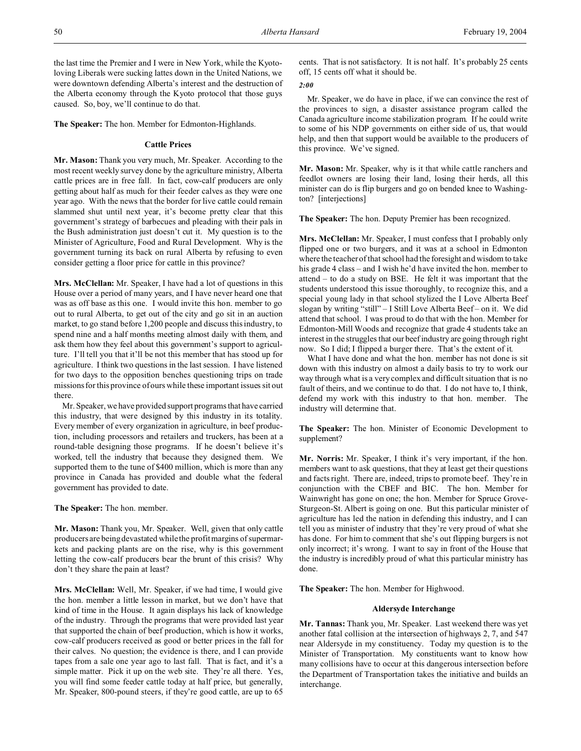the last time the Premier and I were in New York, while the Kyoto-loving Liberals were sucking lattes down in the United Nations, we were downtown defending Alberta's interest and the destruction of the Alberta economy through the Kyoto protocol that those guys caused. So, boy, we'll continue to do that.

**The Speaker:** The hon. Member for Edmonton-Highlands.

### Cattle Prices

**Mr. Mason:** Thank you very much, Mr. Speaker. According to the most recent weekly survey done by the agriculture ministry, Alberta cattle prices are in free fall. In fact, cow-calf producers are only getting about half as much for their feeder calves as they were one year ago. With the news that the border for live cattle could remain slammed shut until next year, it's become pretty clear that this government's strategy of barbecues and pleading with their pals in the Bush administration just doesn't cut it. My question is to the Minister of Agriculture, Food and Rural Development. Why is the government turning its back on rural Alberta by refusing to even consider getting a floor price for cattle in this province?

**Mrs. McClellan:** Mr. Speaker, I have had a lot of questions in this House over a period of many years, and I have never heard one that was as off base as this one. I would invite this hon. member to go out to rural Alberta, to get out of the city and go sit in an auction market, to go stand before 1,200 people and discuss this industry, to spend nine and a half months meeting almost daily with them, and ask them how they feel about this government's support to agriculture. I'll tell you that it'll be not this member that has stood up for agriculture. I think two questions in the last session. I have listened for two days to the opposition benches questioning trips on trade missions for this province of ours while these important issues sit out there.

Mr. Speaker, we have provided support programs that have carried this industry, that were designed by this industry in its totality. Every member of every organization in agriculture, in beef production, including processors and retailers and truckers, has been at a round-table designing those programs. If he doesn't believe it's worked, tell the industry that because they designed them. We supported them to the tune of $400 million, which is more than any province in Canada has provided and double what the federal government has provided to date.

**The Speaker:** The hon. member.

**Mr. Mason:** Thank you, Mr. Speaker. Well, given that only cattle producers are being devastated while the profit margins of supermarkets and packing plants are on the rise, why is this government letting the cow-calf producers bear the brunt of this crisis? Why don't they share the pain at least?

**Mrs. McClellan:** Well, Mr. Speaker, if we had time, I would give the hon. member a little lesson in market, but we don't have that kind of time in the House. It again displays his lack of knowledge of the industry. Through the programs that were provided last year that supported the chain of beef production, which is how it works, cow-calf producers received as good or better prices in the fall for their calves. No question; the evidence is there, and I can provide tapes from a sale one year ago to last fall. That is fact, and it's a simple matter. Pick it up on the web site. They're all there. Yes, you will find some feeder cattle today at half price, but generally, Mr. Speaker, 800-pound steers, if they're good cattle, are up to 65 cents. That is not satisfactory. It is not half. It's probably 25 cents off, 15 cents off what it should be.

*2:00*

Mr. Speaker, we do have in place, if we can convince the rest of the provinces to sign, a disaster assistance program called the Canada agriculture income stabilization program. If he could write to some of his NDP governments on either side of us, that would help, and then that support would be available to the producers of this province. We've signed.

**Mr. Mason:** Mr. Speaker, why is it that while cattle ranchers and feedlot owners are losing their land, losing their herds, all this minister can do is flip burgers and go on bended knee to Washington? [interjections]

**The Speaker:** The hon. Deputy Premier has been recognized.

**Mrs. McClellan:** Mr. Speaker, I must confess that I probably only flipped one or two burgers, and it was at a school in Edmonton where the teacher of that school had the foresight and wisdom to take his grade 4 class – and I wish he'd have invited the hon. member to attend – to do a study on BSE. He felt it was important that the students understood this issue thoroughly, to recognize this, and a special young lady in that school stylized the I Love Alberta Beef slogan by writing "still" – I Still Love Alberta Beef – on it. We did attend that school. I was proud to do that with the hon. Member for Edmonton-Mill Woods and recognize that grade 4 students take an interest in the struggles that our beef industry are going through right now. So I did; I flipped a burger there. That's the extent of it.

What I have done and what the hon. member has not done is sit down with this industry on almost a daily basis to try to work our way through what is a very complex and difficult situation that is no fault of theirs, and we continue to do that. I do not have to, I think, defend my work with this industry to that hon. member. The industry will determine that.

**The Speaker:** The hon. Minister of Economic Development to supplement?

**Mr. Norris:** Mr. Speaker, I think it's very important, if the hon. members want to ask questions, that they at least get their questions and facts right. There are, indeed, trips to promote beef. They're in conjunction with the CBEF and BIC. The hon. Member for Wainwright has gone on one; the hon. Member for Spruce Grove-Sturgeon-St. Albert is going on one. But this particular minister of agriculture has led the nation in defending this industry, and I can tell you as minister of industry that they're very proud of what she has done. For him to comment that she's out flipping burgers is not only incorrect; it's wrong. I want to say in front of the House that the industry is incredibly proud of what this particular ministry has done.

**The Speaker:** The hon. Member for Highwood.

### Aldersyde Interchange

**Mr. Tannas:** Thank you, Mr. Speaker. Last weekend there was yet another fatal collision at the intersection of highways 2, 7, and 547 near Aldersyde in my constituency. Today my question is to the Minister of Transportation. My constituents want to know how many collisions have to occur at this dangerous intersection before the Department of Transportation takes the initiative and builds an interchange.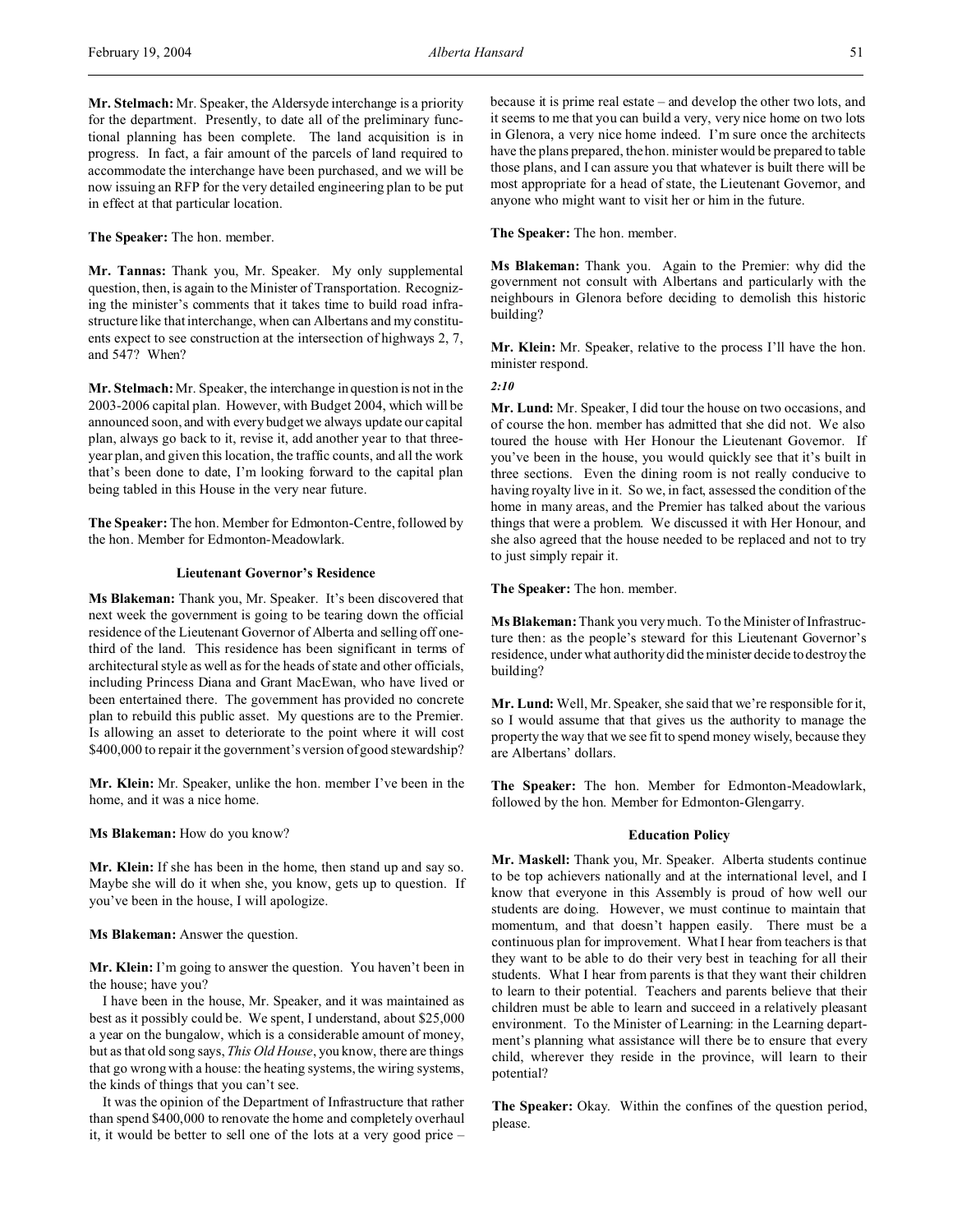**Mr. Stelmach:** Mr. Speaker, the Aldersyde interchange is a priority for the department. Presently, to date all of the preliminary functional planning has been complete. The land acquisition is in progress. In fact, a fair amount of the parcels of land required to accommodate the interchange have been purchased, and we will be now issuing an RFP for the very detailed engineering plan to be put in effect at that particular location.

**The Speaker:** The hon. member.

**Mr. Tannas:** Thank you, Mr. Speaker. My only supplemental question, then, is again to the Minister of Transportation. Recognizing the minister's comments that it takes time to build road infrastructure like that interchange, when can Albertans and my constituents expect to see construction at the intersection of highways 2, 7, and 547? When?

**Mr. Stelmach:** Mr. Speaker, the interchange in question is not in the 2003-2006 capital plan. However, with Budget 2004, which will be announced soon, and with every budget we always update our capital plan, always go back to it, revise it, add another year to that three-year plan, and given this location, the traffic counts, and all the work that's been done to date, I'm looking forward to the capital plan being tabled in this House in the very near future.

**The Speaker:** The hon. Member for Edmonton-Centre, followed by the hon. Member for Edmonton-Meadowlark.

### Lieutenant Governor's Residence

**Ms Blakeman:** Thank you, Mr. Speaker. It's been discovered that next week the government is going to be tearing down the official residence of the Lieutenant Governor of Alberta and selling off one-third of the land. This residence has been significant in terms of architectural style as well as for the heads of state and other officials, including Princess Diana and Grant MacEwan, who have lived or been entertained there. The government has provided no concrete plan to rebuild this public asset. My questions are to the Premier. Is allowing an asset to deteriorate to the point where it will cost $400,000 to repair it the government's version of good stewardship?

**Mr. Klein:** Mr. Speaker, unlike the hon. member I've been in the home, and it was a nice home.

**Ms Blakeman:** How do you know?

**Mr. Klein:** If she has been in the home, then stand up and say so. Maybe she will do it when she, you know, gets up to question. If you've been in the house, I will apologize.

**Ms Blakeman:** Answer the question.

**Mr. Klein:** I'm going to answer the question. You haven't been in the house; have you?

I have been in the house, Mr. Speaker, and it was maintained as best as it possibly could be. We spent, I understand, about $25,000 a year on the bungalow, which is a considerable amount of money, but as that old song says, *This Old House*, you know, there are things that go wrong with a house: the heating systems, the wiring systems, the kinds of things that you can't see.

It was the opinion of the Department of Infrastructure that rather than spend $400,000 to renovate the home and completely overhaul it, it would be better to sell one of the lots at a very good price – because it is prime real estate – and develop the other two lots, and it seems to me that you can build a very, very nice home on two lots in Glenora, a very nice home indeed. I'm sure once the architects have the plans prepared, the hon. minister would be prepared to table those plans, and I can assure you that whatever is built there will be most appropriate for a head of state, the Lieutenant Governor, and anyone who might want to visit her or him in the future.

**The Speaker:** The hon. member.

**Ms Blakeman:** Thank you. Again to the Premier: why did the government not consult with Albertans and particularly with the neighbours in Glenora before deciding to demolish this historic building?

**Mr. Klein:** Mr. Speaker, relative to the process I'll have the hon. minister respond.

*2:10*

**Mr. Lund:** Mr. Speaker, I did tour the house on two occasions, and of course the hon. member has admitted that she did not. We also toured the house with Her Honour the Lieutenant Governor. If you've been in the house, you would quickly see that it's built in three sections. Even the dining room is not really conducive to having royalty live in it. So we, in fact, assessed the condition of the home in many areas, and the Premier has talked about the various things that were a problem. We discussed it with Her Honour, and she also agreed that the house needed to be replaced and not to try to just simply repair it.

**The Speaker:** The hon. member.

**Ms Blakeman:** Thank you very much. To the Minister of Infrastructure then: as the people's steward for this Lieutenant Governor's residence, under what authority did the minister decide to destroy the building?

**Mr. Lund:** Well, Mr. Speaker, she said that we're responsible for it, so I would assume that that gives us the authority to manage the property the way that we see fit to spend money wisely, because they are Albertans' dollars.

**The Speaker:** The hon. Member for Edmonton-Meadowlark, followed by the hon. Member for Edmonton-Glengarry.

### Education Policy

**Mr. Maskell:** Thank you, Mr. Speaker. Alberta students continue to be top achievers nationally and at the international level, and I know that everyone in this Assembly is proud of how well our students are doing. However, we must continue to maintain that momentum, and that doesn't happen easily. There must be a continuous plan for improvement. What I hear from teachers is that they want to be able to do their very best in teaching for all their students. What I hear from parents is that they want their children to learn to their potential. Teachers and parents believe that their children must be able to learn and succeed in a relatively pleasant environment. To the Minister of Learning: in the Learning department's planning what assistance will there be to ensure that every child, wherever they reside in the province, will learn to their potential?

**The Speaker:** Okay. Within the confines of the question period, please.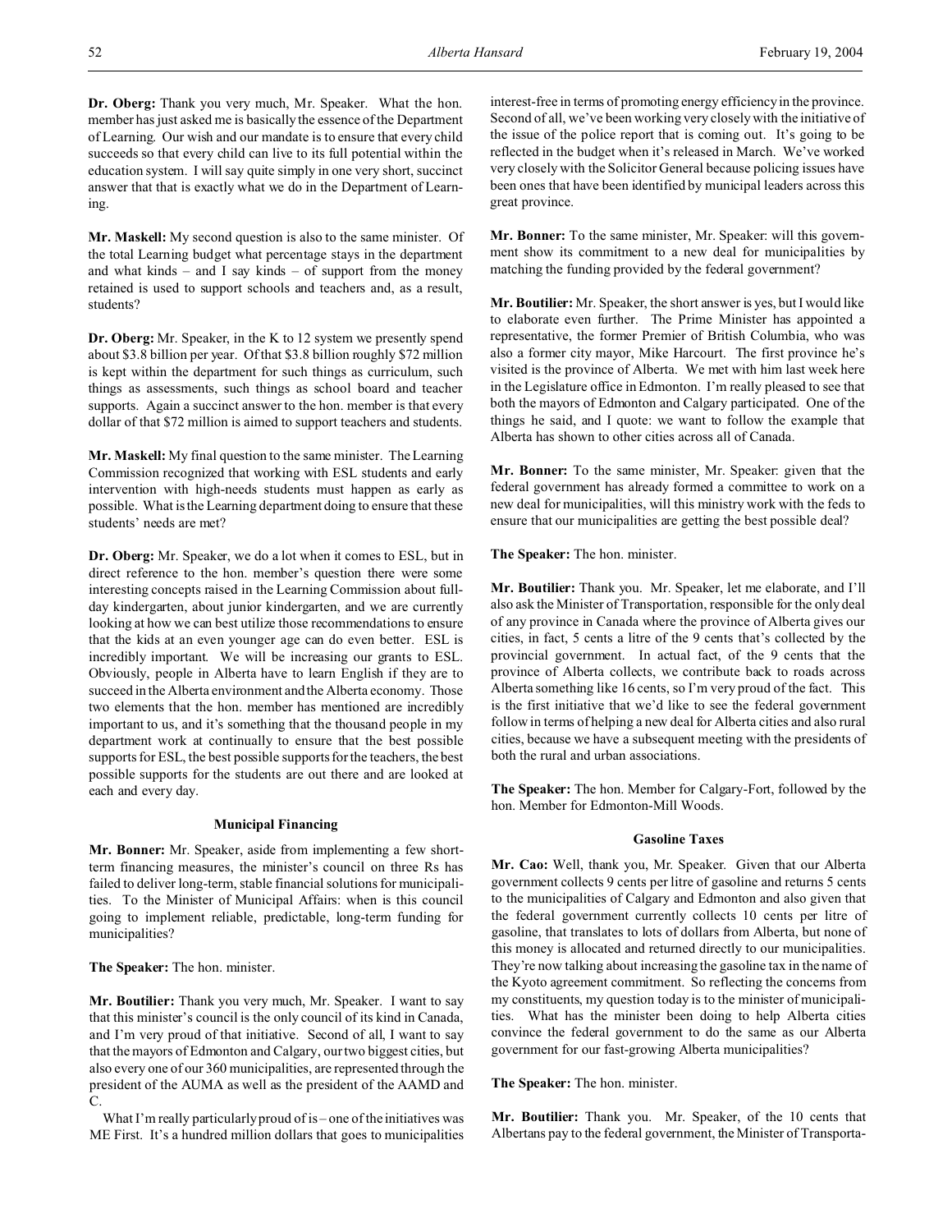**Dr. Oberg:** Thank you very much, Mr. Speaker. What the hon. member has just asked me is basically the essence of the Department of Learning. Our wish and our mandate is to ensure that every child succeeds so that every child can live to its full potential within the education system. I will say quite simply in one very short, succinct answer that that is exactly what we do in the Department of Learning.

**Mr. Maskell:** My second question is also to the same minister. Of the total Learning budget what percentage stays in the department and what kinds – and I say kinds – of support from the money retained is used to support schools and teachers and, as a result, students?

**Dr. Oberg:** Mr. Speaker, in the K to 12 system we presently spend about $3.8 billion per year. Of that $3.8 billion roughly $72 million is kept within the department for such things as curriculum, such things as assessments, such things as school board and teacher supports. Again a succinct answer to the hon. member is that every dollar of that $72 million is aimed to support teachers and students.

**Mr. Maskell:** My final question to the same minister. The Learning Commission recognized that working with ESL students and early intervention with high-needs students must happen as early as possible. What is the Learning department doing to ensure that these students' needs are met?

**Dr. Oberg:** Mr. Speaker, we do a lot when it comes to ESL, but in direct reference to the hon. member's question there were some interesting concepts raised in the Learning Commission about full-day kindergarten, about junior kindergarten, and we are currently looking at how we can best utilize those recommendations to ensure that the kids at an even younger age can do even better. ESL is incredibly important. We will be increasing our grants to ESL. Obviously, people in Alberta have to learn English if they are to succeed in the Alberta environment and the Alberta economy. Those two elements that the hon. member has mentioned are incredibly important to us, and it's something that the thousand people in my department work at continually to ensure that the best possible supports for ESL, the best possible supports for the teachers, the best possible supports for the students are out there and are looked at each and every day.

### Municipal Financing

**Mr. Bonner:** Mr. Speaker, aside from implementing a few short-term financing measures, the minister's council on three Rs has failed to deliver long-term, stable financial solutions for municipalities. To the Minister of Municipal Affairs: when is this council going to implement reliable, predictable, long-term funding for municipalities?

**The Speaker:** The hon. minister.

**Mr. Boutilier:** Thank you very much, Mr. Speaker. I want to say that this minister's council is the only council of its kind in Canada, and I'm very proud of that initiative. Second of all, I want to say that the mayors of Edmonton and Calgary, our two biggest cities, but also every one of our 360 municipalities, are represented through the president of the AUMA as well as the president of the AAMD and C.

What I'm really particularly proud of is – one of the initiatives was ME First. It's a hundred million dollars that goes to municipalities interest-free in terms of promoting energy efficiency in the province. Second of all, we've been working very closely with the initiative of the issue of the police report that is coming out. It's going to be reflected in the budget when it's released in March. We've worked very closely with the Solicitor General because policing issues have been ones that have been identified by municipal leaders across this great province.

**Mr. Bonner:** To the same minister, Mr. Speaker: will this government show its commitment to a new deal for municipalities by matching the funding provided by the federal government?

**Mr. Boutilier:** Mr. Speaker, the short answer is yes, but I would like to elaborate even further. The Prime Minister has appointed a representative, the former Premier of British Columbia, who was also a former city mayor, Mike Harcourt. The first province he's visited is the province of Alberta. We met with him last week here in the Legislature office in Edmonton. I'm really pleased to see that both the mayors of Edmonton and Calgary participated. One of the things he said, and I quote: we want to follow the example that Alberta has shown to other cities across all of Canada.

**Mr. Bonner:** To the same minister, Mr. Speaker: given that the federal government has already formed a committee to work on a new deal for municipalities, will this ministry work with the feds to ensure that our municipalities are getting the best possible deal?

**The Speaker:** The hon. minister.

**Mr. Boutilier:** Thank you. Mr. Speaker, let me elaborate, and I'll also ask the Minister of Transportation, responsible for the only deal of any province in Canada where the province of Alberta gives our cities, in fact, 5 cents a litre of the 9 cents that's collected by the provincial government. In actual fact, of the 9 cents that the province of Alberta collects, we contribute back to roads across Alberta something like 16 cents, so I'm very proud of the fact. This is the first initiative that we'd like to see the federal government follow in terms of helping a new deal for Alberta cities and also rural cities, because we have a subsequent meeting with the presidents of both the rural and urban associations.

**The Speaker:** The hon. Member for Calgary-Fort, followed by the hon. Member for Edmonton-Mill Woods.

### Gasoline Taxes

**Mr. Cao:** Well, thank you, Mr. Speaker. Given that our Alberta government collects 9 cents per litre of gasoline and returns 5 cents to the municipalities of Calgary and Edmonton and also given that the federal government currently collects 10 cents per litre of gasoline, that translates to lots of dollars from Alberta, but none of this money is allocated and returned directly to our municipalities. They're now talking about increasing the gasoline tax in the name of the Kyoto agreement commitment. So reflecting the concerns from my constituents, my question today is to the minister of municipalities. What has the minister been doing to help Alberta cities convince the federal government to do the same as our Alberta government for our fast-growing Alberta municipalities?

**The Speaker:** The hon. minister.

**Mr. Boutilier:** Thank you. Mr. Speaker, of the 10 cents that Albertans pay to the federal government, the Minister of Transporta-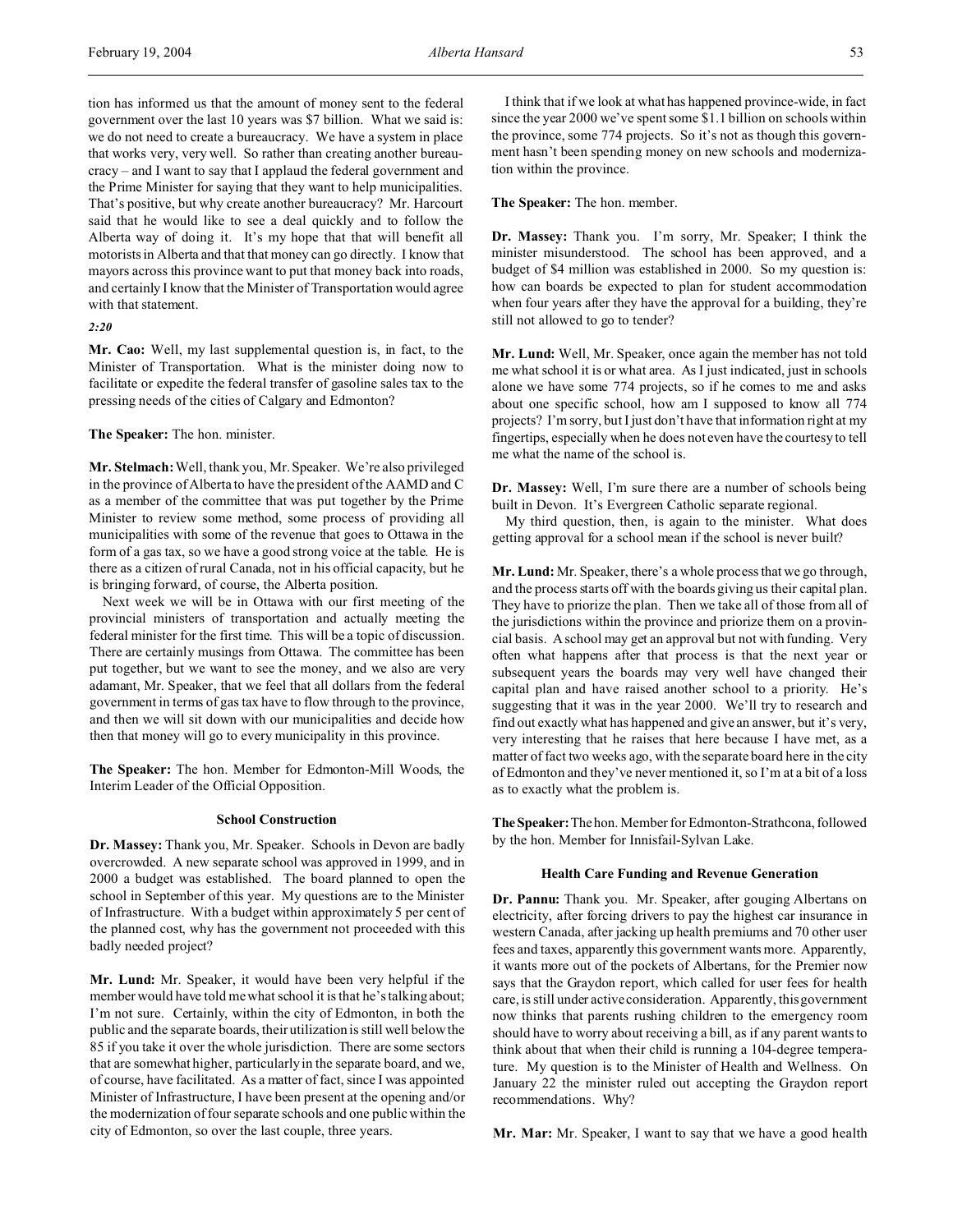tion has informed us that the amount of money sent to the federal government over the last 10 years was $7 billion. What we said is: we do not need to create a bureaucracy. We have a system in place that works very, very well. So rather than creating another bureaucracy – and I want to say that I applaud the federal government and the Prime Minister for saying that they want to help municipalities. That's positive, but why create another bureaucracy? Mr. Harcourt said that he would like to see a deal quickly and to follow the Alberta way of doing it. It's my hope that that will benefit all motorists in Alberta and that that money can go directly. I know that mayors across this province want to put that money back into roads, and certainly I know that the Minister of Transportation would agree with that statement.

*2:20*

**Mr. Cao:** Well, my last supplemental question is, in fact, to the Minister of Transportation. What is the minister doing now to facilitate or expedite the federal transfer of gasoline sales tax to the pressing needs of the cities of Calgary and Edmonton?

**The Speaker:** The hon. minister.

**Mr. Stelmach:** Well, thank you, Mr. Speaker. We're also privileged in the province of Alberta to have the president of the AAMD and C as a member of the committee that was put together by the Prime Minister to review some method, some process of providing all municipalities with some of the revenue that goes to Ottawa in the form of a gas tax, so we have a good strong voice at the table. He is there as a citizen of rural Canada, not in his official capacity, but he is bringing forward, of course, the Alberta position.

Next week we will be in Ottawa with our first meeting of the provincial ministers of transportation and actually meeting the federal minister for the first time. This will be a topic of discussion. There are certainly musings from Ottawa. The committee has been put together, but we want to see the money, and we also are very adamant, Mr. Speaker, that we feel that all dollars from the federal government in terms of gas tax have to flow through to the province, and then we will sit down with our municipalities and decide how then that money will go to every municipality in this province.

**The Speaker:** The hon. Member for Edmonton-Mill Woods, the Interim Leader of the Official Opposition.

### School Construction

**Dr. Massey:** Thank you, Mr. Speaker. Schools in Devon are badly overcrowded. A new separate school was approved in 1999, and in 2000 a budget was established. The board planned to open the school in September of this year. My questions are to the Minister of Infrastructure. With a budget within approximately 5 per cent of the planned cost, why has the government not proceeded with this badly needed project?

**Mr. Lund:** Mr. Speaker, it would have been very helpful if the member would have told me what school it is that he's talking about; I'm not sure. Certainly, within the city of Edmonton, in both the public and the separate boards, their utilization is still well below the 85 if you take it over the whole jurisdiction. There are some sectors that are somewhat higher, particularly in the separate board, and we, of course, have facilitated. As a matter of fact, since I was appointed Minister of Infrastructure, I have been present at the opening and/or the modernization of four separate schools and one public within the city of Edmonton, so over the last couple, three years.

I think that if we look at what has happened province-wide, in fact since the year 2000 we've spent some $1.1 billion on schools within the province, some 774 projects. So it's not as though this government hasn't been spending money on new schools and modernization within the province.

**The Speaker:** The hon. member.

**Dr. Massey:** Thank you. I'm sorry, Mr. Speaker; I think the minister misunderstood. The school has been approved, and a budget of $4 million was established in 2000. So my question is: how can boards be expected to plan for student accommodation when four years after they have the approval for a building, they're still not allowed to go to tender?

**Mr. Lund:** Well, Mr. Speaker, once again the member has not told me what school it is or what area. As I just indicated, just in schools alone we have some 774 projects, so if he comes to me and asks about one specific school, how am I supposed to know all 774 projects? I'm sorry, but I just don't have that information right at my fingertips, especially when he does not even have the courtesy to tell me what the name of the school is.

**Dr. Massey:** Well, I'm sure there are a number of schools being built in Devon. It's Evergreen Catholic separate regional.

My third question, then, is again to the minister. What does getting approval for a school mean if the school is never built?

**Mr. Lund:** Mr. Speaker, there's a whole process that we go through, and the process starts off with the boards giving us their capital plan. They have to priorize the plan. Then we take all of those from all of the jurisdictions within the province and priorize them on a provincial basis. A school may get an approval but not with funding. Very often what happens after that process is that the next year or subsequent years the boards may very well have changed their capital plan and have raised another school to a priority. He's suggesting that it was in the year 2000. We'll try to research and find out exactly what has happened and give an answer, but it's very, very interesting that he raises that here because I have met, as a matter of fact two weeks ago, with the separate board here in the city of Edmonton and they've never mentioned it, so I'm at a bit of a loss as to exactly what the problem is.

**The Speaker:** The hon. Member for Edmonton-Strathcona, followed by the hon. Member for Innisfail-Sylvan Lake.

### Health Care Funding and Revenue Generation

**Dr. Pannu:** Thank you. Mr. Speaker, after gouging Albertans on electricity, after forcing drivers to pay the highest car insurance in western Canada, after jacking up health premiums and 70 other user fees and taxes, apparently this government wants more. Apparently, it wants more out of the pockets of Albertans, for the Premier now says that the Graydon report, which called for user fees for health care, is still under active consideration. Apparently, this government now thinks that parents rushing children to the emergency room should have to worry about receiving a bill, as if any parent wants to think about that when their child is running a 104-degree temperature. My question is to the Minister of Health and Wellness. On January 22 the minister ruled out accepting the Graydon report recommendations. Why?

**Mr. Mar:** Mr. Speaker, I want to say that we have a good health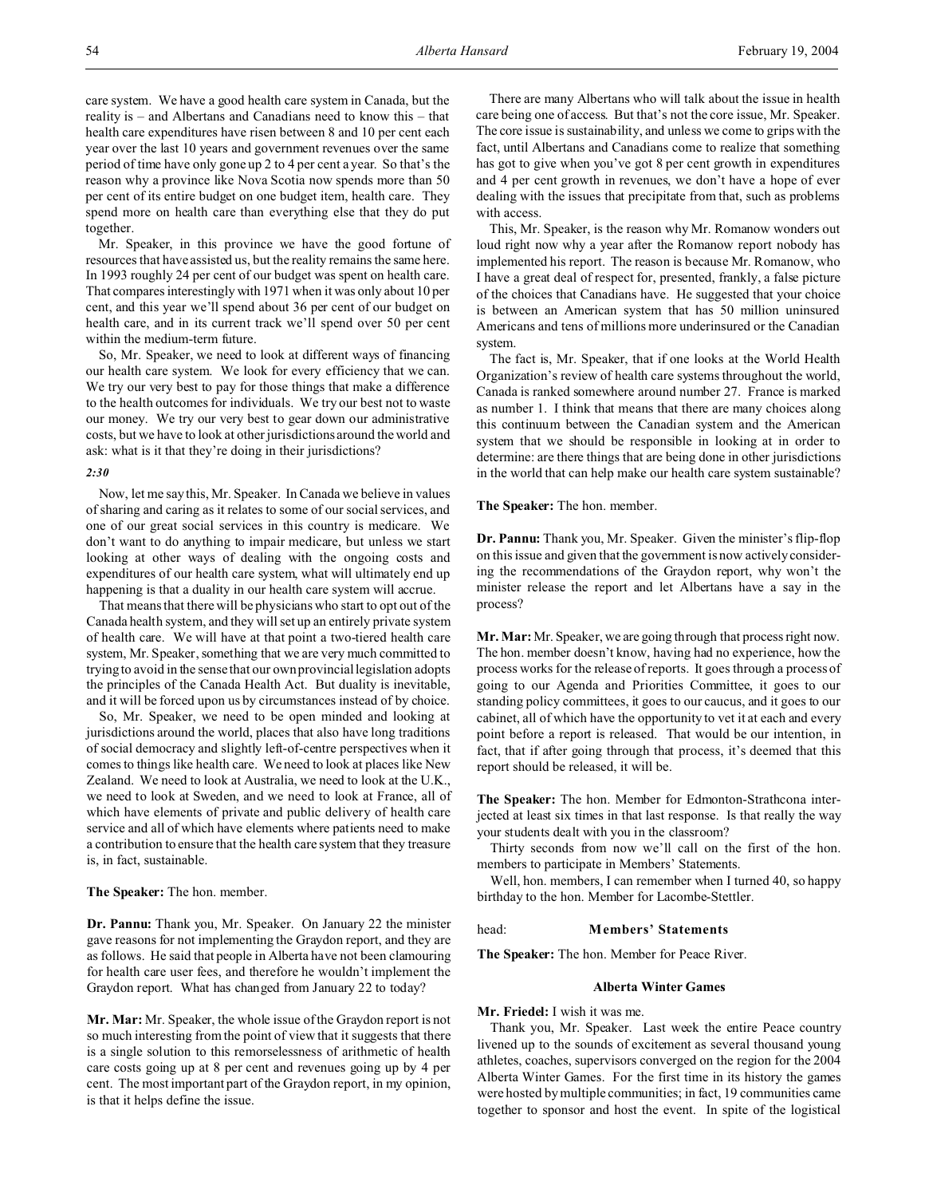care system. We have a good health care system in Canada, but the reality is – and Albertans and Canadians need to know this – that health care expenditures have risen between 8 and 10 per cent each year over the last 10 years and government revenues over the same period of time have only gone up 2 to 4 per cent a year. So that's the reason why a province like Nova Scotia now spends more than 50 per cent of its entire budget on one budget item, health care. They spend more on health care than everything else that they do put together.

Mr. Speaker, in this province we have the good fortune of resources that have assisted us, but the reality remains the same here. In 1993 roughly 24 per cent of our budget was spent on health care. That compares interestingly with 1971 when it was only about 10 per cent, and this year we'll spend about 36 per cent of our budget on health care, and in its current track we'll spend over 50 per cent within the medium-term future.

So, Mr. Speaker, we need to look at different ways of financing our health care system. We look for every efficiency that we can. We try our very best to pay for those things that make a difference to the health outcomes for individuals. We try our best not to waste our money. We try our very best to gear down our administrative costs, but we have to look at other jurisdictions around the world and ask: what is it that they're doing in their jurisdictions?

*2:30*

Now, let me say this, Mr. Speaker. In Canada we believe in values of sharing and caring as it relates to some of our social services, and one of our great social services in this country is medicare. We don't want to do anything to impair medicare, but unless we start looking at other ways of dealing with the ongoing costs and expenditures of our health care system, what will ultimately end up happening is that a duality in our health care system will accrue.

That means that there will be physicians who start to opt out of the Canada health system, and they will set up an entirely private system of health care. We will have at that point a two-tiered health care system, Mr. Speaker, something that we are very much committed to trying to avoid in the sense that our own provincial legislation adopts the principles of the Canada Health Act. But duality is inevitable, and it will be forced upon us by circumstances instead of by choice.

So, Mr. Speaker, we need to be open minded and looking at jurisdictions around the world, places that also have long traditions of social democracy and slightly left-of-centre perspectives when it comes to things like health care. We need to look at places like New Zealand. We need to look at Australia, we need to look at the U.K., we need to look at Sweden, and we need to look at France, all of which have elements of private and public delivery of health care service and all of which have elements where patients need to make a contribution to ensure that the health care system that they treasure is, in fact, sustainable.

**The Speaker:** The hon. member.

**Dr. Pannu:** Thank you, Mr. Speaker. On January 22 the minister gave reasons for not implementing the Graydon report, and they are as follows. He said that people in Alberta have not been clamouring for health care user fees, and therefore he wouldn't implement the Graydon report. What has changed from January 22 to today?

**Mr. Mar:** Mr. Speaker, the whole issue of the Graydon report is not so much interesting from the point of view that it suggests that there is a single solution to this remorselessness of arithmetic of health care costs going up at 8 per cent and revenues going up by 4 per cent. The most important part of the Graydon report, in my opinion, is that it helps define the issue.

There are many Albertans who will talk about the issue in health care being one of access. But that's not the core issue, Mr. Speaker. The core issue is sustainability, and unless we come to grips with the fact, until Albertans and Canadians come to realize that something has got to give when you've got 8 per cent growth in expenditures and 4 per cent growth in revenues, we don't have a hope of ever dealing with the issues that precipitate from that, such as problems with access.

This, Mr. Speaker, is the reason why Mr. Romanow wonders out loud right now why a year after the Romanow report nobody has implemented his report. The reason is because Mr. Romanow, who I have a great deal of respect for, presented, frankly, a false picture of the choices that Canadians have. He suggested that your choice is between an American system that has 50 million uninsured Americans and tens of millions more underinsured or the Canadian system.

The fact is, Mr. Speaker, that if one looks at the World Health Organization's review of health care systems throughout the world, Canada is ranked somewhere around number 27. France is marked as number 1. I think that means that there are many choices along this continuum between the Canadian system and the American system that we should be responsible in looking at in order to determine: are there things that are being done in other jurisdictions in the world that can help make our health care system sustainable?

**The Speaker:** The hon. member.

**Dr. Pannu:** Thank you, Mr. Speaker. Given the minister's flip-flop on this issue and given that the government is now actively considering the recommendations of the Graydon report, why won't the minister release the report and let Albertans have a say in the process?

**Mr. Mar:** Mr. Speaker, we are going through that process right now. The hon. member doesn't know, having had no experience, how the process works for the release of reports. It goes through a process of going to our Agenda and Priorities Committee, it goes to our standing policy committees, it goes to our caucus, and it goes to our cabinet, all of which have the opportunity to vet it at each and every point before a report is released. That would be our intention, in fact, that if after going through that process, it's deemed that this report should be released, it will be.

**The Speaker:** The hon. Member for Edmonton-Strathcona interjected at least six times in that last response. Is that really the way your students dealt with you in the classroom?

Thirty seconds from now we'll call on the first of the hon. members to participate in Members' Statements.

Well, hon. members, I can remember when I turned 40, so happy birthday to the hon. Member for Lacombe-Stettler.

## head: Members' Statements

**The Speaker:** The hon. Member for Peace River.

### Alberta Winter Games

**Mr. Friedel:** I wish it was me.

Thank you, Mr. Speaker. Last week the entire Peace country livened up to the sounds of excitement as several thousand young athletes, coaches, supervisors converged on the region for the 2004 Alberta Winter Games. For the first time in its history the games were hosted by multiple communities; in fact, 19 communities came together to sponsor and host the event. In spite of the logistical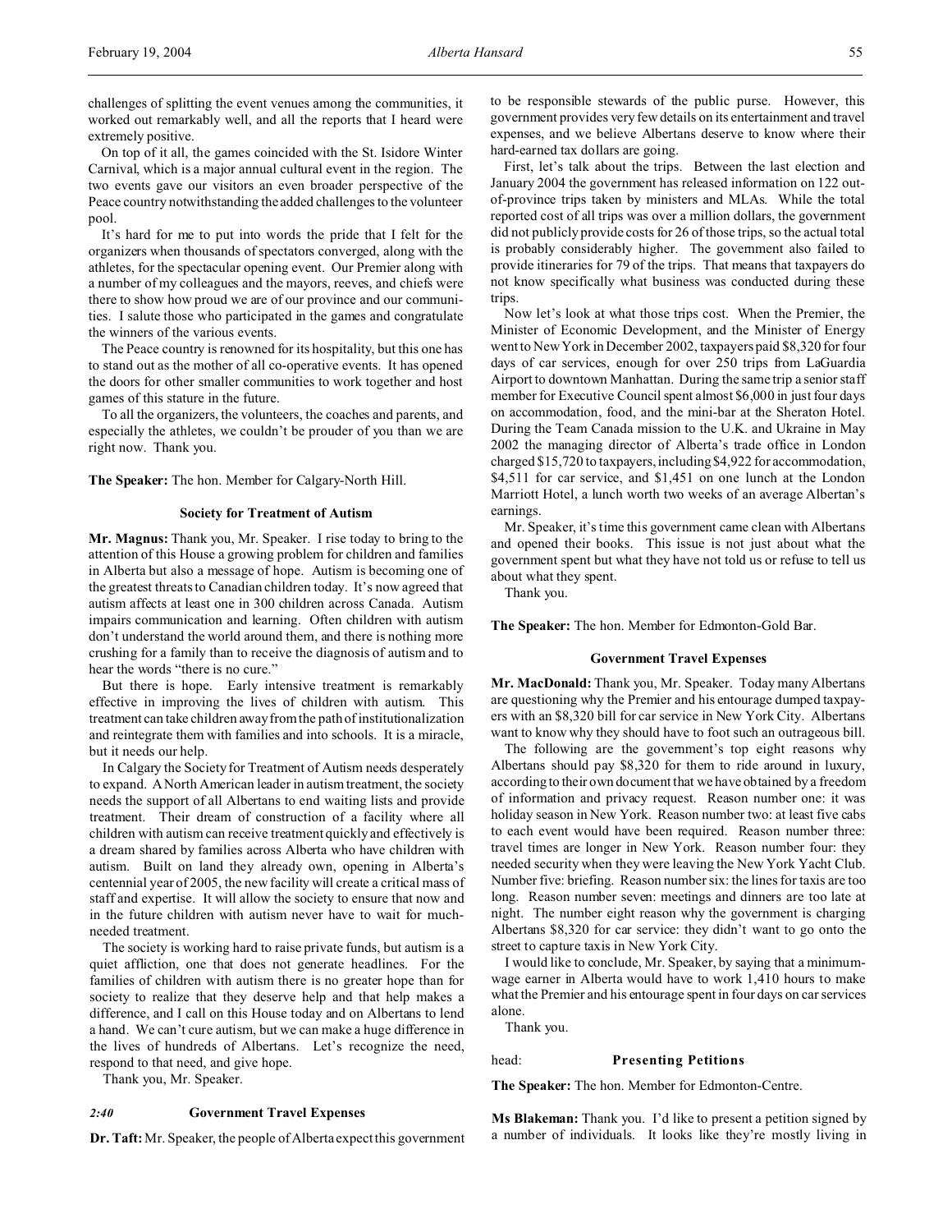challenges of splitting the event venues among the communities, it worked out remarkably well, and all the reports that I heard were extremely positive.

On top of it all, the games coincided with the St. Isidore Winter Carnival, which is a major annual cultural event in the region. The two events gave our visitors an even broader perspective of the Peace country notwithstanding the added challenges to the volunteer pool.

It's hard for me to put into words the pride that I felt for the organizers when thousands of spectators converged, along with the athletes, for the spectacular opening event. Our Premier along with a number of my colleagues and the mayors, reeves, and chiefs were there to show how proud we are of our province and our communities. I salute those who participated in the games and congratulate the winners of the various events.

The Peace country is renowned for its hospitality, but this one has to stand out as the mother of all co-operative events. It has opened the doors for other smaller communities to work together and host games of this stature in the future.

To all the organizers, the volunteers, the coaches and parents, and especially the athletes, we couldn't be prouder of you than we are right now. Thank you.

**The Speaker:** The hon. Member for Calgary-North Hill.

### Society for Treatment of Autism

**Mr. Magnus:** Thank you, Mr. Speaker. I rise today to bring to the attention of this House a growing problem for children and families in Alberta but also a message of hope. Autism is becoming one of the greatest threats to Canadian children today. It's now agreed that autism affects at least one in 300 children across Canada. Autism impairs communication and learning. Often children with autism don't understand the world around them, and there is nothing more crushing for a family than to receive the diagnosis of autism and to hear the words "there is no cure."

But there is hope. Early intensive treatment is remarkably effective in improving the lives of children with autism. This treatment can take children away from the path of institutionalization and reintegrate them with families and into schools. It is a miracle, but it needs our help.

In Calgary the Society for Treatment of Autism needs desperately to expand. A North American leader in autism treatment, the society needs the support of all Albertans to end waiting lists and provide treatment. Their dream of construction of a facility where all children with autism can receive treatment quickly and effectively is a dream shared by families across Alberta who have children with autism. Built on land they already own, opening in Alberta's centennial year of 2005, the new facility will create a critical mass of staff and expertise. It will allow the society to ensure that now and in the future children with autism never have to wait for much-needed treatment.

The society is working hard to raise private funds, but autism is a quiet affliction, one that does not generate headlines. For the families of children with autism there is no greater hope than for society to realize that they deserve help and that help makes a difference, and I call on this House today and on Albertans to lend a hand. We can't cure autism, but we can make a huge difference in the lives of hundreds of Albertans. Let's recognize the need, respond to that need, and give hope.

Thank you, Mr. Speaker.

### *2:40* Government Travel Expenses

**Dr. Taft:** Mr. Speaker, the people of Alberta expect this government to be responsible stewards of the public purse. However, this government provides very few details on its entertainment and travel expenses, and we believe Albertans deserve to know where their hard-earned tax dollars are going.

First, let's talk about the trips. Between the last election and January 2004 the government has released information on 122 out-of-province trips taken by ministers and MLAs. While the total reported cost of all trips was over a million dollars, the government did not publicly provide costs for 26 of those trips, so the actual total is probably considerably higher. The government also failed to provide itineraries for 79 of the trips. That means that taxpayers do not know specifically what business was conducted during these trips.

Now let's look at what those trips cost. When the Premier, the Minister of Economic Development, and the Minister of Energy went to New York in December 2002, taxpayers paid $8,320 for four days of car services, enough for over 250 trips from LaGuardia Airport to downtown Manhattan. During the same trip a senior staff member for Executive Council spent almost $6,000 in just four days on accommodation, food, and the mini-bar at the Sheraton Hotel. During the Team Canada mission to the U.K. and Ukraine in May 2002 the managing director of Alberta's trade office in London charged $15,720 to taxpayers, including $4,922 for accommodation, $4,511 for car service, and $1,451 on one lunch at the London Marriott Hotel, a lunch worth two weeks of an average Albertan's earnings.

Mr. Speaker, it's time this government came clean with Albertans and opened their books. This issue is not just about what the government spent but what they have not told us or refuse to tell us about what they spent.

Thank you.

**The Speaker:** The hon. Member for Edmonton-Gold Bar.

### Government Travel Expenses

**Mr. MacDonald:** Thank you, Mr. Speaker. Today many Albertans are questioning why the Premier and his entourage dumped taxpayers with an $8,320 bill for car service in New York City. Albertans want to know why they should have to foot such an outrageous bill.

The following are the government's top eight reasons why Albertans should pay $8,320 for them to ride around in luxury, according to their own document that we have obtained by a freedom of information and privacy request. Reason number one: it was holiday season in New York. Reason number two: at least five cabs to each event would have been required. Reason number three: travel times are longer in New York. Reason number four: they needed security when they were leaving the New York Yacht Club. Number five: briefing. Reason number six: the lines for taxis are too long. Reason number seven: meetings and dinners are too late at night. The number eight reason why the government is charging Albertans $8,320 for car service: they didn't want to go onto the street to capture taxis in New York City.

I would like to conclude, Mr. Speaker, by saying that a minimum-wage earner in Alberta would have to work 1,410 hours to make what the Premier and his entourage spent in four days on car services alone.

Thank you.

## head: Presenting Petitions

**The Speaker:** The hon. Member for Edmonton-Centre.

**Ms Blakeman:** Thank you. I'd like to present a petition signed by a number of individuals. It looks like they're mostly living in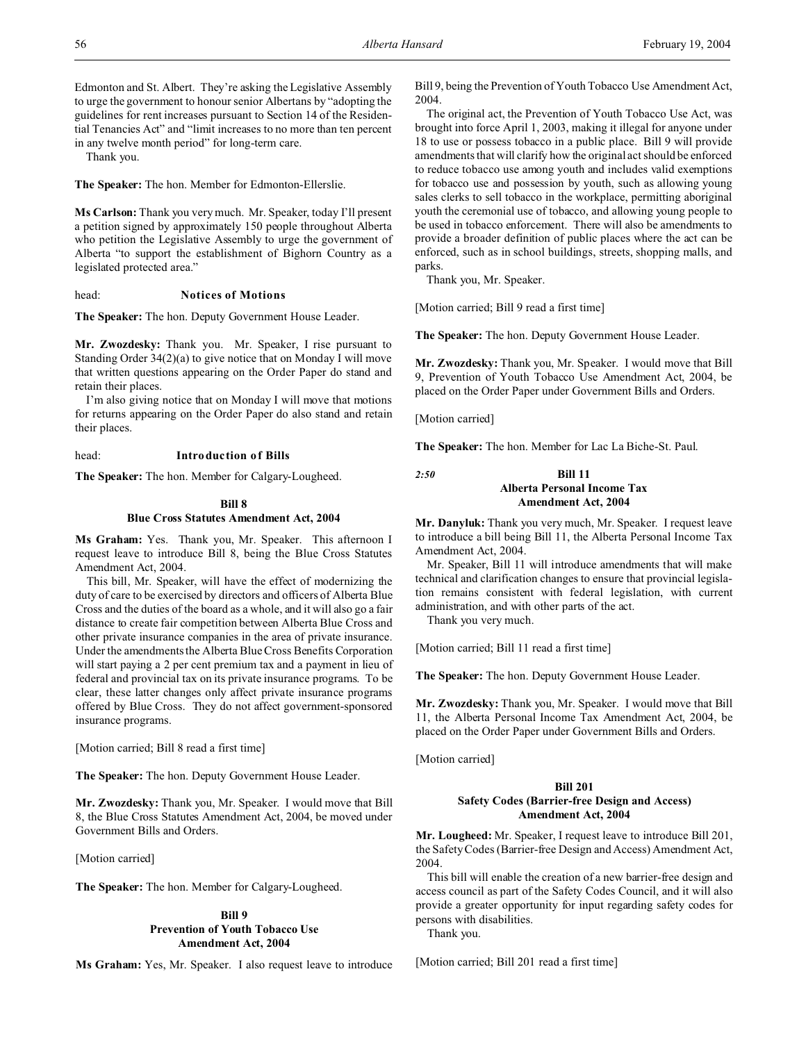Edmonton and St. Albert. They're asking the Legislative Assembly to urge the government to honour senior Albertans by "adopting the guidelines for rent increases pursuant to Section 14 of the Residential Tenancies Act" and "limit increases to no more than ten percent in any twelve month period" for long-term care.

Thank you.

**The Speaker:** The hon. Member for Edmonton-Ellerslie.

**Ms Carlson:** Thank you very much. Mr. Speaker, today I'll present a petition signed by approximately 150 people throughout Alberta who petition the Legislative Assembly to urge the government of Alberta "to support the establishment of Bighorn Country as a legislated protected area."

head: **Notices of Motions**

**The Speaker:** The hon. Deputy Government House Leader.

**Mr. Zwozdesky:** Thank you. Mr. Speaker, I rise pursuant to Standing Order 34(2)(a) to give notice that on Monday I will move that written questions appearing on the Order Paper do stand and retain their places.

I'm also giving notice that on Monday I will move that motions for returns appearing on the Order Paper do also stand and retain their places.

head: **Introduction of Bills**

**The Speaker:** The hon. Member for Calgary-Lougheed.

**Bill 8**
**Blue Cross Statutes Amendment Act, 2004**

**Ms Graham:** Yes. Thank you, Mr. Speaker. This afternoon I request leave to introduce Bill 8, being the Blue Cross Statutes Amendment Act, 2004.

This bill, Mr. Speaker, will have the effect of modernizing the duty of care to be exercised by directors and officers of Alberta Blue Cross and the duties of the board as a whole, and it will also go a fair distance to create fair competition between Alberta Blue Cross and other private insurance companies in the area of private insurance. Under the amendments the Alberta Blue Cross Benefits Corporation will start paying a 2 per cent premium tax and a payment in lieu of federal and provincial tax on its private insurance programs. To be clear, these latter changes only affect private insurance programs offered by Blue Cross. They do not affect government-sponsored insurance programs.

[Motion carried; Bill 8 read a first time]

**The Speaker:** The hon. Deputy Government House Leader.

**Mr. Zwozdesky:** Thank you, Mr. Speaker. I would move that Bill 8, the Blue Cross Statutes Amendment Act, 2004, be moved under Government Bills and Orders.

[Motion carried]

**The Speaker:** The hon. Member for Calgary-Lougheed.

**Bill 9**
**Prevention of Youth Tobacco Use Amendment Act, 2004**

**Ms Graham:** Yes, Mr. Speaker. I also request leave to introduce Bill 9, being the Prevention of Youth Tobacco Use Amendment Act, 2004.

The original act, the Prevention of Youth Tobacco Use Act, was brought into force April 1, 2003, making it illegal for anyone under 18 to use or possess tobacco in a public place. Bill 9 will provide amendments that will clarify how the original act should be enforced to reduce tobacco use among youth and includes valid exemptions for tobacco use and possession by youth, such as allowing young sales clerks to sell tobacco in the workplace, permitting aboriginal youth the ceremonial use of tobacco, and allowing young people to be used in tobacco enforcement. There will also be amendments to provide a broader definition of public places where the act can be enforced, such as in school buildings, streets, shopping malls, and parks.

Thank you, Mr. Speaker.

[Motion carried; Bill 9 read a first time]

**The Speaker:** The hon. Deputy Government House Leader.

**Mr. Zwozdesky:** Thank you, Mr. Speaker. I would move that Bill 9, Prevention of Youth Tobacco Use Amendment Act, 2004, be placed on the Order Paper under Government Bills and Orders.

[Motion carried]

**The Speaker:** The hon. Member for Lac La Biche-St. Paul.

*2:50*

**Bill 11**
**Alberta Personal Income Tax Amendment Act, 2004**

**Mr. Danyluk:** Thank you very much, Mr. Speaker. I request leave to introduce a bill being Bill 11, the Alberta Personal Income Tax Amendment Act, 2004.

Mr. Speaker, Bill 11 will introduce amendments that will make technical and clarification changes to ensure that provincial legislation remains consistent with federal legislation, with current administration, and with other parts of the act.

Thank you very much.

[Motion carried; Bill 11 read a first time]

**The Speaker:** The hon. Deputy Government House Leader.

**Mr. Zwozdesky:** Thank you, Mr. Speaker. I would move that Bill 11, the Alberta Personal Income Tax Amendment Act, 2004, be placed on the Order Paper under Government Bills and Orders.

[Motion carried]

**Bill 201**
**Safety Codes (Barrier-free Design and Access) Amendment Act, 2004**

**Mr. Lougheed:** Mr. Speaker, I request leave to introduce Bill 201, the Safety Codes (Barrier-free Design and Access) Amendment Act, 2004.

This bill will enable the creation of a new barrier-free design and access council as part of the Safety Codes Council, and it will also provide a greater opportunity for input regarding safety codes for persons with disabilities.

Thank you.

[Motion carried; Bill 201 read a first time]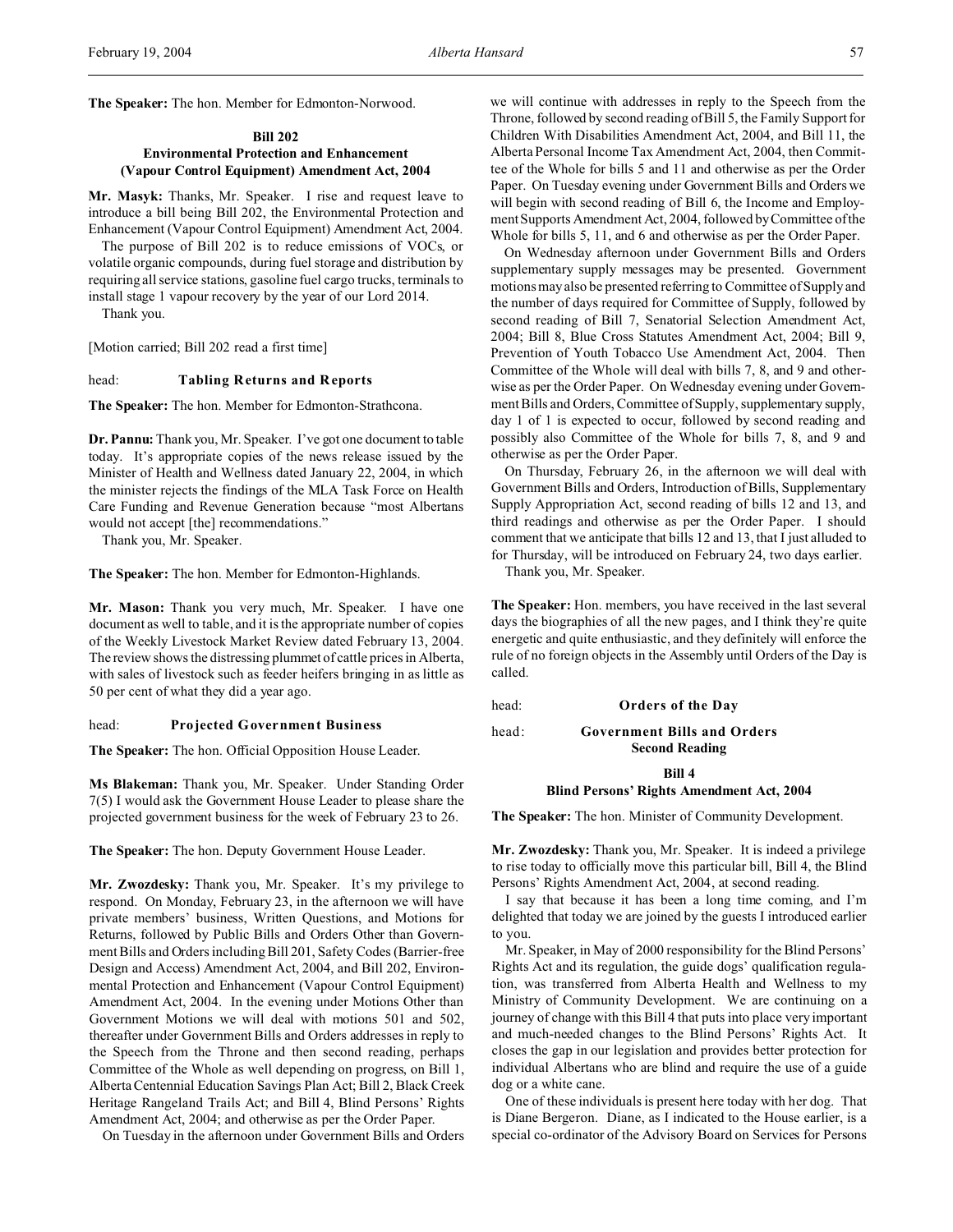**The Speaker:** The hon. Member for Edmonton-Norwood.

### Bill 202
### Environmental Protection and Enhancement (Vapour Control Equipment) Amendment Act, 2004

**Mr. Masyk:** Thanks, Mr. Speaker. I rise and request leave to introduce a bill being Bill 202, the Environmental Protection and Enhancement (Vapour Control Equipment) Amendment Act, 2004.

The purpose of Bill 202 is to reduce emissions of VOCs, or volatile organic compounds, during fuel storage and distribution by requiring all service stations, gasoline fuel cargo trucks, terminals to install stage 1 vapour recovery by the year of our Lord 2014.

Thank you.

[Motion carried; Bill 202 read a first time]

head: **Tabling Returns and Reports**

**The Speaker:** The hon. Member for Edmonton-Strathcona.

**Dr. Pannu:** Thank you, Mr. Speaker. I've got one document to table today. It's appropriate copies of the news release issued by the Minister of Health and Wellness dated January 22, 2004, in which the minister rejects the findings of the MLA Task Force on Health Care Funding and Revenue Generation because "most Albertans would not accept [the] recommendations."

Thank you, Mr. Speaker.

**The Speaker:** The hon. Member for Edmonton-Highlands.

**Mr. Mason:** Thank you very much, Mr. Speaker. I have one document as well to table, and it is the appropriate number of copies of the Weekly Livestock Market Review dated February 13, 2004. The review shows the distressing plummet of cattle prices in Alberta, with sales of livestock such as feeder heifers bringing in as little as 50 per cent of what they did a year ago.

head: **Projected Government Business**

**The Speaker:** The hon. Official Opposition House Leader.

**Ms Blakeman:** Thank you, Mr. Speaker. Under Standing Order 7(5) I would ask the Government House Leader to please share the projected government business for the week of February 23 to 26.

**The Speaker:** The hon. Deputy Government House Leader.

**Mr. Zwozdesky:** Thank you, Mr. Speaker. It's my privilege to respond. On Monday, February 23, in the afternoon we will have private members' business, Written Questions, and Motions for Returns, followed by Public Bills and Orders Other than Government Bills and Orders including Bill 201, Safety Codes (Barrier-free Design and Access) Amendment Act, 2004, and Bill 202, Environmental Protection and Enhancement (Vapour Control Equipment) Amendment Act, 2004. In the evening under Motions Other than Government Motions we will deal with motions 501 and 502, thereafter under Government Bills and Orders addresses in reply to the Speech from the Throne and then second reading, perhaps Committee of the Whole as well depending on progress, on Bill 1, Alberta Centennial Education Savings Plan Act; Bill 2, Black Creek Heritage Rangeland Trails Act; and Bill 4, Blind Persons' Rights Amendment Act, 2004; and otherwise as per the Order Paper.

On Tuesday in the afternoon under Government Bills and Orders we will continue with addresses in reply to the Speech from the Throne, followed by second reading of Bill 5, the Family Support for Children With Disabilities Amendment Act, 2004, and Bill 11, the Alberta Personal Income Tax Amendment Act, 2004, then Committee of the Whole for bills 5 and 11 and otherwise as per the Order Paper. On Tuesday evening under Government Bills and Orders we will begin with second reading of Bill 6, the Income and Employment Supports Amendment Act, 2004, followed by Committee of the Whole for bills 5, 11, and 6 and otherwise as per the Order Paper.

On Wednesday afternoon under Government Bills and Orders supplementary supply messages may be presented. Government motions may also be presented referring to Committee of Supply and the number of days required for Committee of Supply, followed by second reading of Bill 7, Senatorial Selection Amendment Act, 2004; Bill 8, Blue Cross Statutes Amendment Act, 2004; Bill 9, Prevention of Youth Tobacco Use Amendment Act, 2004. Then Committee of the Whole will deal with bills 7, 8, and 9 and otherwise as per the Order Paper. On Wednesday evening under Government Bills and Orders, Committee of Supply, supplementary supply, day 1 of 1 is expected to occur, followed by second reading and possibly also Committee of the Whole for bills 7, 8, and 9 and otherwise as per the Order Paper.

On Thursday, February 26, in the afternoon we will deal with Government Bills and Orders, Introduction of Bills, Supplementary Supply Appropriation Act, second reading of bills 12 and 13, and third readings and otherwise as per the Order Paper. I should comment that we anticipate that bills 12 and 13, that I just alluded to for Thursday, will be introduced on February 24, two days earlier.

Thank you, Mr. Speaker.

**The Speaker:** Hon. members, you have received in the last several days the biographies of all the new pages, and I think they're quite energetic and quite enthusiastic, and they definitely will enforce the rule of no foreign objects in the Assembly until Orders of the Day is called.

head: **Orders of the Day**

head: **Government Bills and Orders**
**Second Reading**

### Bill 4
### Blind Persons' Rights Amendment Act, 2004

**The Speaker:** The hon. Minister of Community Development.

**Mr. Zwozdesky:** Thank you, Mr. Speaker. It is indeed a privilege to rise today to officially move this particular bill, Bill 4, the Blind Persons' Rights Amendment Act, 2004, at second reading.

I say that because it has been a long time coming, and I'm delighted that today we are joined by the guests I introduced earlier to you.

Mr. Speaker, in May of 2000 responsibility for the Blind Persons' Rights Act and its regulation, the guide dogs' qualification regulation, was transferred from Alberta Health and Wellness to my Ministry of Community Development. We are continuing on a journey of change with this Bill 4 that puts into place very important and much-needed changes to the Blind Persons' Rights Act. It closes the gap in our legislation and provides better protection for individual Albertans who are blind and require the use of a guide dog or a white cane.

One of these individuals is present here today with her dog. That is Diane Bergeron. Diane, as I indicated to the House earlier, is a special co-ordinator of the Advisory Board on Services for Persons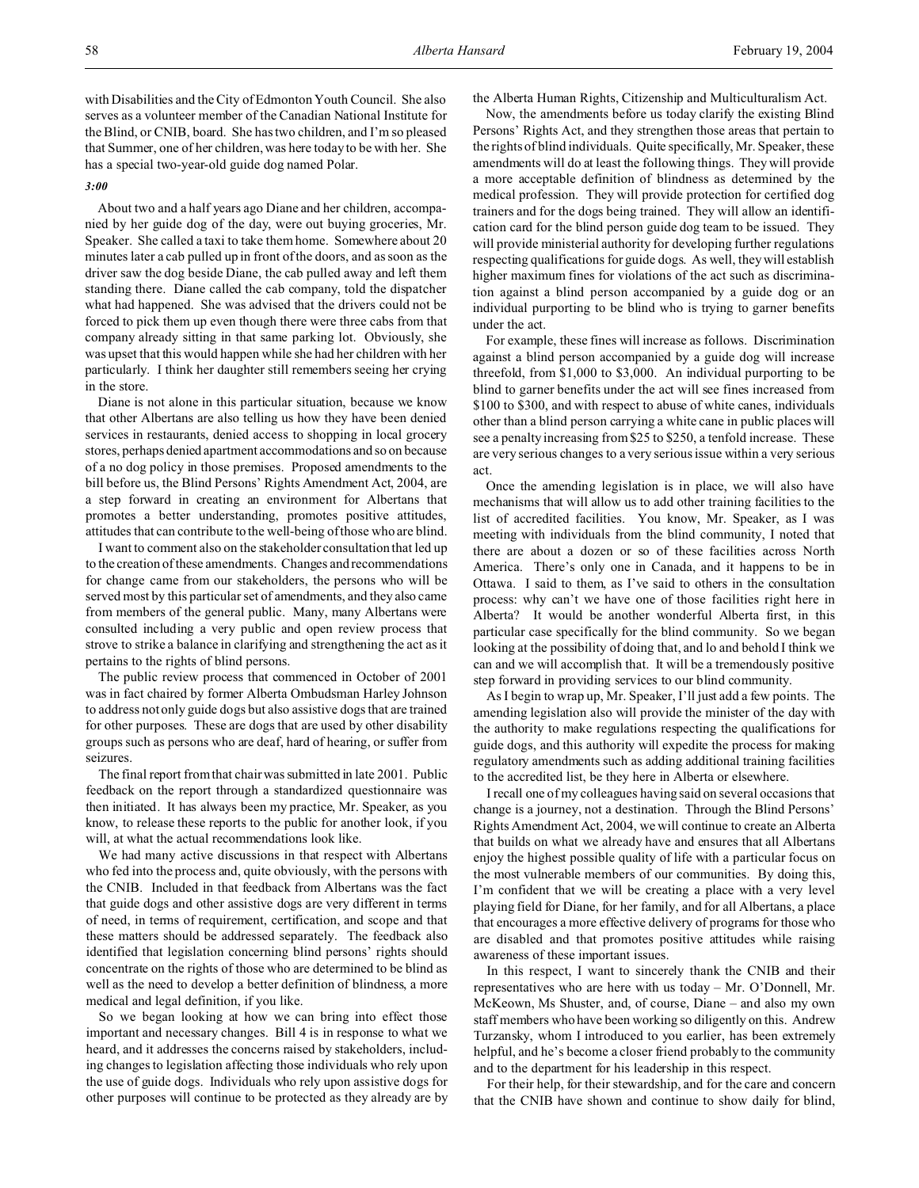with Disabilities and the City of Edmonton Youth Council. She also serves as a volunteer member of the Canadian National Institute for the Blind, or CNIB, board. She has two children, and I'm so pleased that Summer, one of her children, was here today to be with her. She has a special two-year-old guide dog named Polar.

*3:00*

About two and a half years ago Diane and her children, accompanied by her guide dog of the day, were out buying groceries, Mr. Speaker. She called a taxi to take them home. Somewhere about 20 minutes later a cab pulled up in front of the doors, and as soon as the driver saw the dog beside Diane, the cab pulled away and left them standing there. Diane called the cab company, told the dispatcher what had happened. She was advised that the drivers could not be forced to pick them up even though there were three cabs from that company already sitting in that same parking lot. Obviously, she was upset that this would happen while she had her children with her particularly. I think her daughter still remembers seeing her crying in the store.

Diane is not alone in this particular situation, because we know that other Albertans are also telling us how they have been denied services in restaurants, denied access to shopping in local grocery stores, perhaps denied apartment accommodations and so on because of a no dog policy in those premises. Proposed amendments to the bill before us, the Blind Persons' Rights Amendment Act, 2004, are a step forward in creating an environment for Albertans that promotes a better understanding, promotes positive attitudes, attitudes that can contribute to the well-being of those who are blind.

I want to comment also on the stakeholder consultation that led up to the creation of these amendments. Changes and recommendations for change came from our stakeholders, the persons who will be served most by this particular set of amendments, and they also came from members of the general public. Many, many Albertans were consulted including a very public and open review process that strove to strike a balance in clarifying and strengthening the act as it pertains to the rights of blind persons.

The public review process that commenced in October of 2001 was in fact chaired by former Alberta Ombudsman Harley Johnson to address not only guide dogs but also assistive dogs that are trained for other purposes. These are dogs that are used by other disability groups such as persons who are deaf, hard of hearing, or suffer from seizures.

The final report from that chair was submitted in late 2001. Public feedback on the report through a standardized questionnaire was then initiated. It has always been my practice, Mr. Speaker, as you know, to release these reports to the public for another look, if you will, at what the actual recommendations look like.

We had many active discussions in that respect with Albertans who fed into the process and, quite obviously, with the persons with the CNIB. Included in that feedback from Albertans was the fact that guide dogs and other assistive dogs are very different in terms of need, in terms of requirement, certification, and scope and that these matters should be addressed separately. The feedback also identified that legislation concerning blind persons' rights should concentrate on the rights of those who are determined to be blind as well as the need to develop a better definition of blindness, a more medical and legal definition, if you like.

So we began looking at how we can bring into effect those important and necessary changes. Bill 4 is in response to what we heard, and it addresses the concerns raised by stakeholders, including changes to legislation affecting those individuals who rely upon the use of guide dogs. Individuals who rely upon assistive dogs for other purposes will continue to be protected as they already are by the Alberta Human Rights, Citizenship and Multiculturalism Act.

Now, the amendments before us today clarify the existing Blind Persons' Rights Act, and they strengthen those areas that pertain to the rights of blind individuals. Quite specifically, Mr. Speaker, these amendments will do at least the following things. They will provide a more acceptable definition of blindness as determined by the medical profession. They will provide protection for certified dog trainers and for the dogs being trained. They will allow an identification card for the blind person guide dog team to be issued. They will provide ministerial authority for developing further regulations respecting qualifications for guide dogs. As well, they will establish higher maximum fines for violations of the act such as discrimination against a blind person accompanied by a guide dog or an individual purporting to be blind who is trying to garner benefits under the act.

For example, these fines will increase as follows. Discrimination against a blind person accompanied by a guide dog will increase threefold, from $1,000 to $3,000. An individual purporting to be blind to garner benefits under the act will see fines increased from $100 to $300, and with respect to abuse of white canes, individuals other than a blind person carrying a white cane in public places will see a penalty increasing from $25 to $250, a tenfold increase. These are very serious changes to a very serious issue within a very serious act.

Once the amending legislation is in place, we will also have mechanisms that will allow us to add other training facilities to the list of accredited facilities. You know, Mr. Speaker, as I was meeting with individuals from the blind community, I noted that there are about a dozen or so of these facilities across North America. There's only one in Canada, and it happens to be in Ottawa. I said to them, as I've said to others in the consultation process: why can't we have one of those facilities right here in Alberta? It would be another wonderful Alberta first, in this particular case specifically for the blind community. So we began looking at the possibility of doing that, and lo and behold I think we can and we will accomplish that. It will be a tremendously positive step forward in providing services to our blind community.

As I begin to wrap up, Mr. Speaker, I'll just add a few points. The amending legislation also will provide the minister of the day with the authority to make regulations respecting the qualifications for guide dogs, and this authority will expedite the process for making regulatory amendments such as adding additional training facilities to the accredited list, be they here in Alberta or elsewhere.

I recall one of my colleagues having said on several occasions that change is a journey, not a destination. Through the Blind Persons' Rights Amendment Act, 2004, we will continue to create an Alberta that builds on what we already have and ensures that all Albertans enjoy the highest possible quality of life with a particular focus on the most vulnerable members of our communities. By doing this, I'm confident that we will be creating a place with a very level playing field for Diane, for her family, and for all Albertans, a place that encourages a more effective delivery of programs for those who are disabled and that promotes positive attitudes while raising awareness of these important issues.

In this respect, I want to sincerely thank the CNIB and their representatives who are here with us today – Mr. O'Donnell, Mr. McKeown, Ms Shuster, and, of course, Diane – and also my own staff members who have been working so diligently on this. Andrew Turzansky, whom I introduced to you earlier, has been extremely helpful, and he's become a closer friend probably to the community and to the department for his leadership in this respect.

For their help, for their stewardship, and for the care and concern that the CNIB have shown and continue to show daily for blind,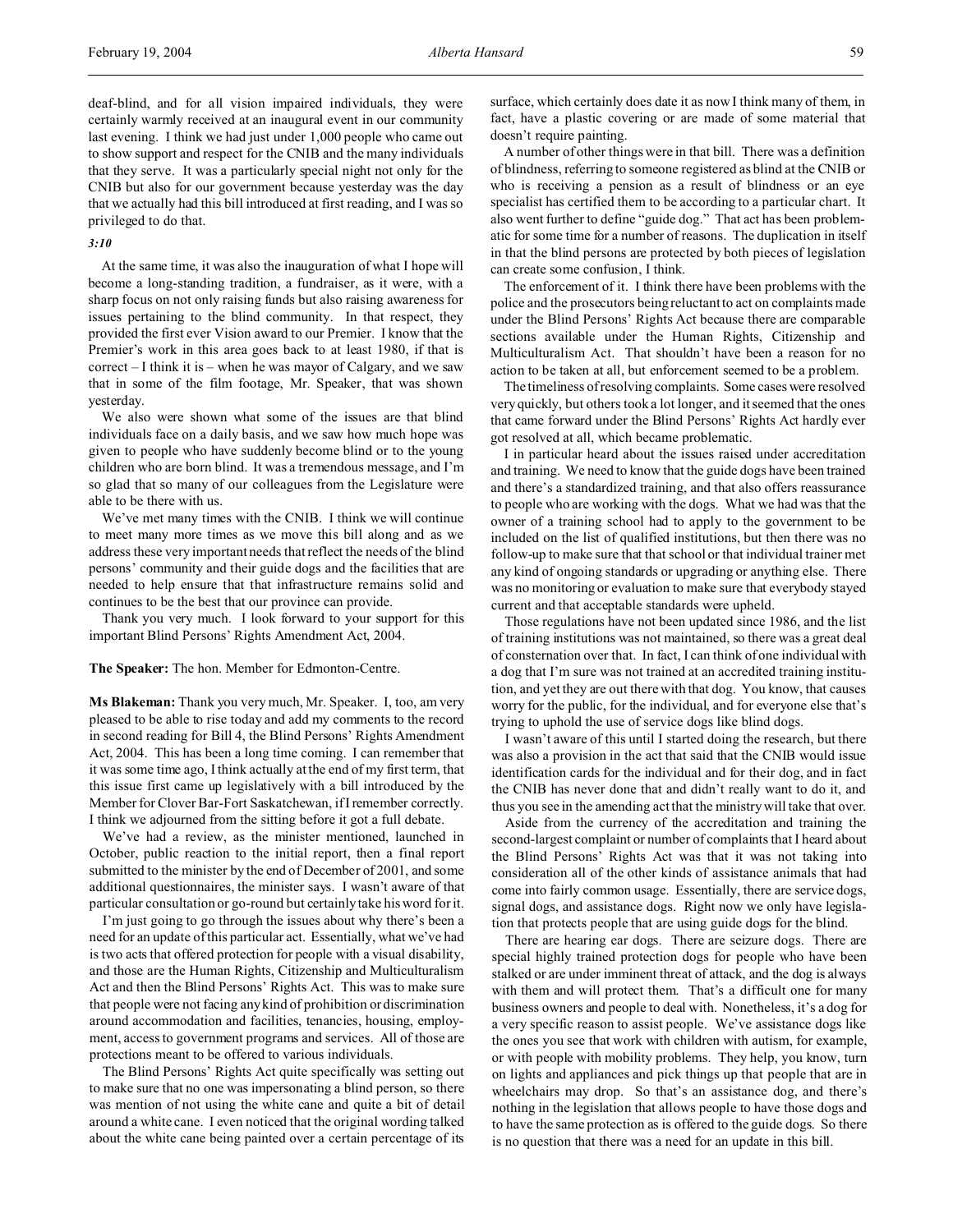deaf-blind, and for all vision impaired individuals, they were certainly warmly received at an inaugural event in our community last evening. I think we had just under 1,000 people who came out to show support and respect for the CNIB and the many individuals that they serve. It was a particularly special night not only for the CNIB but also for our government because yesterday was the day that we actually had this bill introduced at first reading, and I was so privileged to do that.

*3:10*

At the same time, it was also the inauguration of what I hope will become a long-standing tradition, a fundraiser, as it were, with a sharp focus on not only raising funds but also raising awareness for issues pertaining to the blind community. In that respect, they provided the first ever Vision award to our Premier. I know that the Premier's work in this area goes back to at least 1980, if that is correct – I think it is – when he was mayor of Calgary, and we saw that in some of the film footage, Mr. Speaker, that was shown yesterday.

We also were shown what some of the issues are that blind individuals face on a daily basis, and we saw how much hope was given to people who have suddenly become blind or to the young children who are born blind. It was a tremendous message, and I'm so glad that so many of our colleagues from the Legislature were able to be there with us.

We've met many times with the CNIB. I think we will continue to meet many more times as we move this bill along and as we address these very important needs that reflect the needs of the blind persons' community and their guide dogs and the facilities that are needed to help ensure that that infrastructure remains solid and continues to be the best that our province can provide.

Thank you very much. I look forward to your support for this important Blind Persons' Rights Amendment Act, 2004.

**The Speaker:** The hon. Member for Edmonton-Centre.

**Ms Blakeman:** Thank you very much, Mr. Speaker. I, too, am very pleased to be able to rise today and add my comments to the record in second reading for Bill 4, the Blind Persons' Rights Amendment Act, 2004. This has been a long time coming. I can remember that it was some time ago, I think actually at the end of my first term, that this issue first came up legislatively with a bill introduced by the Member for Clover Bar-Fort Saskatchewan, if I remember correctly. I think we adjourned from the sitting before it got a full debate.

We've had a review, as the minister mentioned, launched in October, public reaction to the initial report, then a final report submitted to the minister by the end of December of 2001, and some additional questionnaires, the minister says. I wasn't aware of that particular consultation or go-round but certainly take his word for it.

I'm just going to go through the issues about why there's been a need for an update of this particular act. Essentially, what we've had is two acts that offered protection for people with a visual disability, and those are the Human Rights, Citizenship and Multiculturalism Act and then the Blind Persons' Rights Act. This was to make sure that people were not facing any kind of prohibition or discrimination around accommodation and facilities, tenancies, housing, employment, access to government programs and services. All of those are protections meant to be offered to various individuals.

The Blind Persons' Rights Act quite specifically was setting out to make sure that no one was impersonating a blind person, so there was mention of not using the white cane and quite a bit of detail around a white cane. I even noticed that the original wording talked about the white cane being painted over a certain percentage of its surface, which certainly does date it as now I think many of them, in fact, have a plastic covering or are made of some material that doesn't require painting.

A number of other things were in that bill. There was a definition of blindness, referring to someone registered as blind at the CNIB or who is receiving a pension as a result of blindness or an eye specialist has certified them to be according to a particular chart. It also went further to define "guide dog." That act has been problematic for some time for a number of reasons. The duplication in itself in that the blind persons are protected by both pieces of legislation can create some confusion, I think.

The enforcement of it. I think there have been problems with the police and the prosecutors being reluctant to act on complaints made under the Blind Persons' Rights Act because there are comparable sections available under the Human Rights, Citizenship and Multiculturalism Act. That shouldn't have been a reason for no action to be taken at all, but enforcement seemed to be a problem.

The timeliness of resolving complaints. Some cases were resolved very quickly, but others took a lot longer, and it seemed that the ones that came forward under the Blind Persons' Rights Act hardly ever got resolved at all, which became problematic.

I in particular heard about the issues raised under accreditation and training. We need to know that the guide dogs have been trained and there's a standardized training, and that also offers reassurance to people who are working with the dogs. What we had was that the owner of a training school had to apply to the government to be included on the list of qualified institutions, but then there was no follow-up to make sure that that school or that individual trainer met any kind of ongoing standards or upgrading or anything else. There was no monitoring or evaluation to make sure that everybody stayed current and that acceptable standards were upheld.

Those regulations have not been updated since 1986, and the list of training institutions was not maintained, so there was a great deal of consternation over that. In fact, I can think of one individual with a dog that I'm sure was not trained at an accredited training institution, and yet they are out there with that dog. You know, that causes worry for the public, for the individual, and for everyone else that's trying to uphold the use of service dogs like blind dogs.

I wasn't aware of this until I started doing the research, but there was also a provision in the act that said that the CNIB would issue identification cards for the individual and for their dog, and in fact the CNIB has never done that and didn't really want to do it, and thus you see in the amending act that the ministry will take that over.

Aside from the currency of the accreditation and training the second-largest complaint or number of complaints that I heard about the Blind Persons' Rights Act was that it was not taking into consideration all of the other kinds of assistance animals that had come into fairly common usage. Essentially, there are service dogs, signal dogs, and assistance dogs. Right now we only have legislation that protects people that are using guide dogs for the blind.

There are hearing ear dogs. There are seizure dogs. There are special highly trained protection dogs for people who have been stalked or are under imminent threat of attack, and the dog is always with them and will protect them. That's a difficult one for many business owners and people to deal with. Nonetheless, it's a dog for a very specific reason to assist people. We've assistance dogs like the ones you see that work with children with autism, for example, or with people with mobility problems. They help, you know, turn on lights and appliances and pick things up that people that are in wheelchairs may drop. So that's an assistance dog, and there's nothing in the legislation that allows people to have those dogs and to have the same protection as is offered to the guide dogs. So there is no question that there was a need for an update in this bill.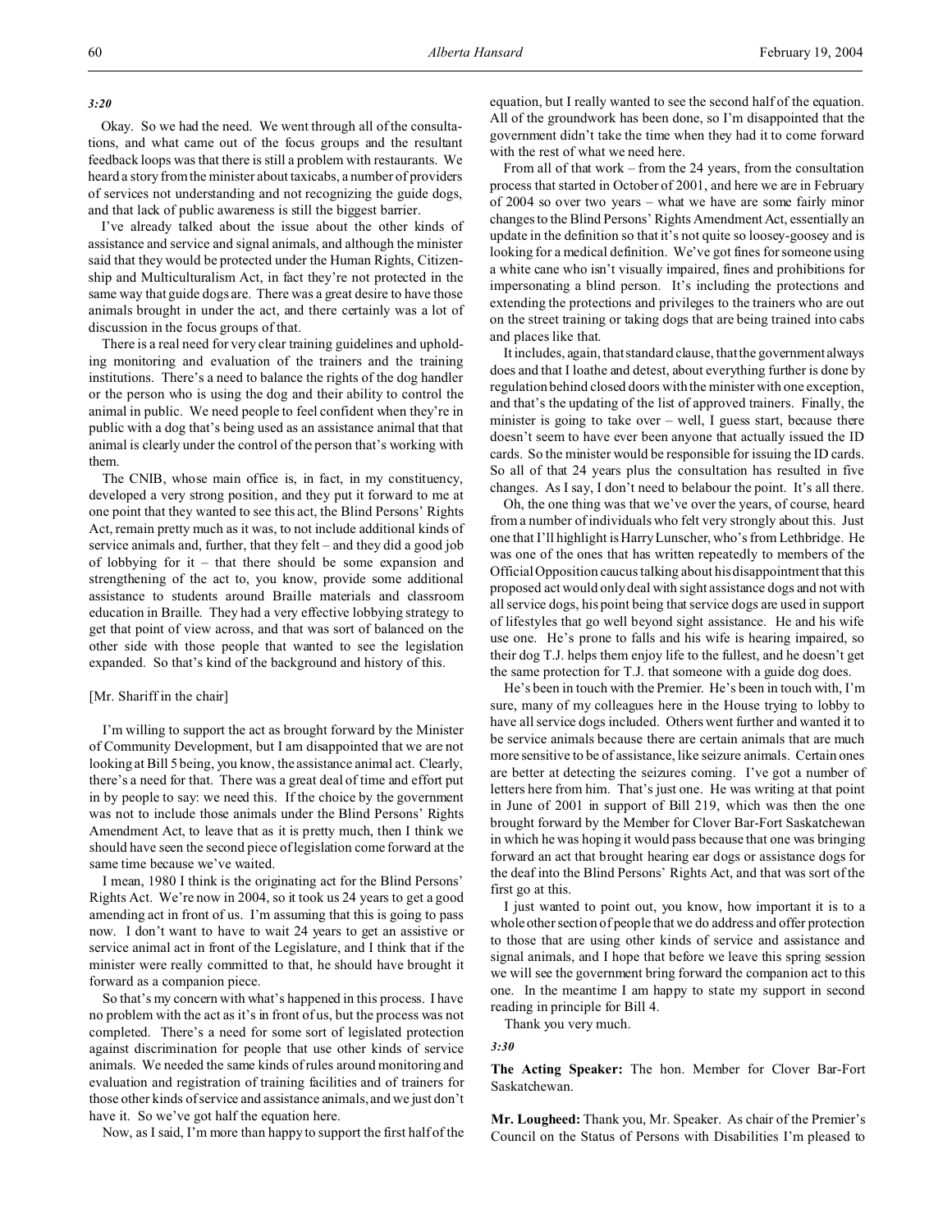*3:20*

Okay. So we had the need. We went through all of the consultations, and what came out of all of the focus groups and the resultant feedback loops was that there is still a problem with restaurants. We heard a story from the minister about taxicabs, a number of providers of services not understanding and not recognizing the guide dogs, and that lack of public awareness is still the biggest barrier.

I've already talked about the issue about the other kinds of assistance and service and signal animals, and although the minister said that they would be protected under the Human Rights, Citizenship and Multiculturalism Act, in fact they're not protected in the same way that guide dogs are. There was a great desire to have those animals brought in under the act, and there certainly was a lot of discussion in the focus groups of that.

There is a real need for very clear training guidelines and upholding monitoring and evaluation of the trainers and the training institutions. There's a need to balance the rights of the dog handler or the person who is using the dog and their ability to control the animal in public. We need people to feel confident when they're in public with a dog that's being used as an assistance animal that that animal is clearly under the control of the person that's working with them.

The CNIB, whose main office is, in fact, in my constituency, developed a very strong position, and they put it forward to me at one point that they wanted to see this act, the Blind Persons' Rights Act, remain pretty much as it was, to not include additional kinds of service animals and, further, that they felt – and they did a good job of lobbying for it – that there should be some expansion and strengthening of the act to, you know, provide some additional assistance to students around Braille materials and classroom education in Braille. They had a very effective lobbying strategy to get that point of view across, and that was sort of balanced on the other side with those people that wanted to see the legislation expanded. So that's kind of the background and history of this.

[Mr. Shariff in the chair]

I'm willing to support the act as brought forward by the Minister of Community Development, but I am disappointed that we are not looking at Bill 5 being, you know, the assistance animal act. Clearly, there's a need for that. There was a great deal of time and effort put in by people to say: we need this. If the choice by the government was not to include those animals under the Blind Persons' Rights Amendment Act, to leave that as it is pretty much, then I think we should have seen the second piece of legislation come forward at the same time because we've waited.

I mean, 1980 I think is the originating act for the Blind Persons' Rights Act. We're now in 2004, so it took us 24 years to get a good amending act in front of us. I'm assuming that this is going to pass now. I don't want to have to wait 24 years to get an assistive or service animal act in front of the Legislature, and I think that if the minister were really committed to that, he should have brought it forward as a companion piece.

So that's my concern with what's happened in this process. I have no problem with the act as it's in front of us, but the process was not completed. There's a need for some sort of legislated protection against discrimination for people that use other kinds of service animals. We needed the same kinds of rules around monitoring and evaluation and registration of training facilities and of trainers for those other kinds of service and assistance animals, and we just don't have it. So we've got half the equation here.

Now, as I said, I'm more than happy to support the first half of the equation, but I really wanted to see the second half of the equation. All of the groundwork has been done, so I'm disappointed that the government didn't take the time when they had it to come forward with the rest of what we need here.

From all of that work – from the 24 years, from the consultation process that started in October of 2001, and here we are in February of 2004 so over two years – what we have are some fairly minor changes to the Blind Persons' Rights Amendment Act, essentially an update in the definition so that it's not quite so loosey-goosey and is looking for a medical definition. We've got fines for someone using a white cane who isn't visually impaired, fines and prohibitions for impersonating a blind person. It's including the protections and extending the protections and privileges to the trainers who are out on the street training or taking dogs that are being trained into cabs and places like that.

It includes, again, that standard clause, that the government always does and that I loathe and detest, about everything further is done by regulation behind closed doors with the minister with one exception, and that's the updating of the list of approved trainers. Finally, the minister is going to take over – well, I guess start, because there doesn't seem to have ever been anyone that actually issued the ID cards. So the minister would be responsible for issuing the ID cards. So all of that 24 years plus the consultation has resulted in five changes. As I say, I don't need to belabour the point. It's all there.

Oh, the one thing was that we've over the years, of course, heard from a number of individuals who felt very strongly about this. Just one that I'll highlight is Harry Lunscher, who's from Lethbridge. He was one of the ones that has written repeatedly to members of the Official Opposition caucus talking about his disappointment that this proposed act would only deal with sight assistance dogs and not with all service dogs, his point being that service dogs are used in support of lifestyles that go well beyond sight assistance. He and his wife use one. He's prone to falls and his wife is hearing impaired, so their dog T.J. helps them enjoy life to the fullest, and he doesn't get the same protection for T.J. that someone with a guide dog does.

He's been in touch with the Premier. He's been in touch with, I'm sure, many of my colleagues here in the House trying to lobby to have all service dogs included. Others went further and wanted it to be service animals because there are certain animals that are much more sensitive to be of assistance, like seizure animals. Certain ones are better at detecting the seizures coming. I've got a number of letters here from him. That's just one. He was writing at that point in June of 2001 in support of Bill 219, which was then the one brought forward by the Member for Clover Bar-Fort Saskatchewan in which he was hoping it would pass because that one was bringing forward an act that brought hearing ear dogs or assistance dogs for the deaf into the Blind Persons' Rights Act, and that was sort of the first go at this.

I just wanted to point out, you know, how important it is to a whole other section of people that we do address and offer protection to those that are using other kinds of service and assistance and signal animals, and I hope that before we leave this spring session we will see the government bring forward the companion act to this one. In the meantime I am happy to state my support in second reading in principle for Bill 4.

Thank you very much.

*3:30*

**The Acting Speaker:** The hon. Member for Clover Bar-Fort Saskatchewan.

**Mr. Lougheed:** Thank you, Mr. Speaker. As chair of the Premier's Council on the Status of Persons with Disabilities I'm pleased to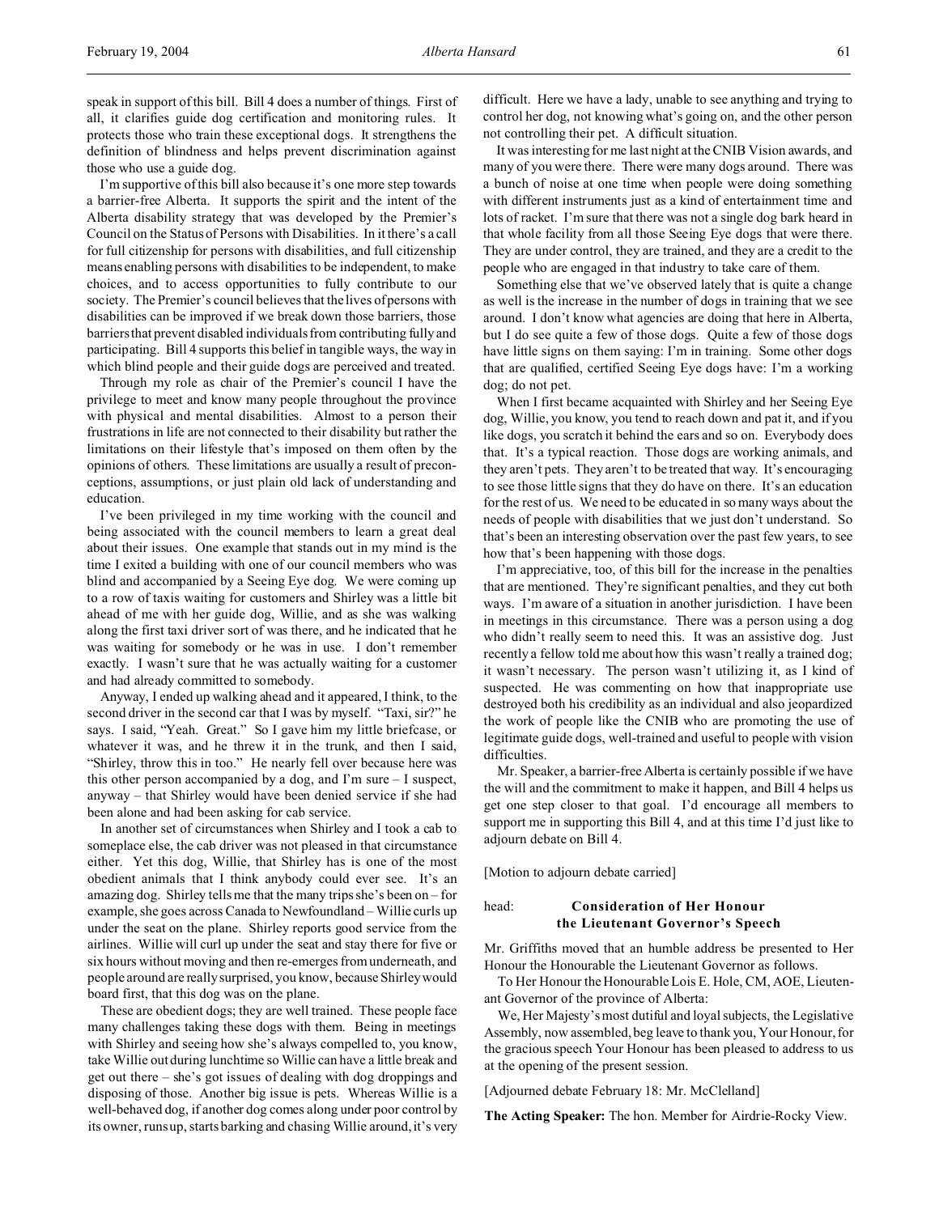speak in support of this bill. Bill 4 does a number of things. First of all, it clarifies guide dog certification and monitoring rules. It protects those who train these exceptional dogs. It strengthens the definition of blindness and helps prevent discrimination against those who use a guide dog.

I'm supportive of this bill also because it's one more step towards a barrier-free Alberta. It supports the spirit and the intent of the Alberta disability strategy that was developed by the Premier's Council on the Status of Persons with Disabilities. In it there's a call for full citizenship for persons with disabilities, and full citizenship means enabling persons with disabilities to be independent, to make choices, and to access opportunities to fully contribute to our society. The Premier's council believes that the lives of persons with disabilities can be improved if we break down those barriers, those barriers that prevent disabled individuals from contributing fully and participating. Bill 4 supports this belief in tangible ways, the way in which blind people and their guide dogs are perceived and treated.

Through my role as chair of the Premier's council I have the privilege to meet and know many people throughout the province with physical and mental disabilities. Almost to a person their frustrations in life are not connected to their disability but rather the limitations on their lifestyle that's imposed on them often by the opinions of others. These limitations are usually a result of preconceptions, assumptions, or just plain old lack of understanding and education.

I've been privileged in my time working with the council and being associated with the council members to learn a great deal about their issues. One example that stands out in my mind is the time I exited a building with one of our council members who was blind and accompanied by a Seeing Eye dog. We were coming up to a row of taxis waiting for customers and Shirley was a little bit ahead of me with her guide dog, Willie, and as she was walking along the first taxi driver sort of was there, and he indicated that he was waiting for somebody or he was in use. I don't remember exactly. I wasn't sure that he was actually waiting for a customer and had already committed to somebody.

Anyway, I ended up walking ahead and it appeared, I think, to the second driver in the second car that I was by myself. "Taxi, sir?" he says. I said, "Yeah. Great." So I gave him my little briefcase, or whatever it was, and he threw it in the trunk, and then I said, "Shirley, throw this in too." He nearly fell over because here was this other person accompanied by a dog, and I'm sure – I suspect, anyway – that Shirley would have been denied service if she had been alone and had been asking for cab service.

In another set of circumstances when Shirley and I took a cab to someplace else, the cab driver was not pleased in that circumstance either. Yet this dog, Willie, that Shirley has is one of the most obedient animals that I think anybody could ever see. It's an amazing dog. Shirley tells me that the many trips she's been on – for example, she goes across Canada to Newfoundland – Willie curls up under the seat on the plane. Shirley reports good service from the airlines. Willie will curl up under the seat and stay there for five or six hours without moving and then re-emerges from underneath, and people around are really surprised, you know, because Shirley would board first, that this dog was on the plane.

These are obedient dogs; they are well trained. These people face many challenges taking these dogs with them. Being in meetings with Shirley and seeing how she's always compelled to, you know, take Willie out during lunchtime so Willie can have a little break and get out there – she's got issues of dealing with dog droppings and disposing of those. Another big issue is pets. Whereas Willie is a well-behaved dog, if another dog comes along under poor control by its owner, runs up, starts barking and chasing Willie around, it's very difficult. Here we have a lady, unable to see anything and trying to control her dog, not knowing what's going on, and the other person not controlling their pet. A difficult situation.

It was interesting for me last night at the CNIB Vision awards, and many of you were there. There were many dogs around. There was a bunch of noise at one time when people were doing something with different instruments just as a kind of entertainment time and lots of racket. I'm sure that there was not a single dog bark heard in that whole facility from all those Seeing Eye dogs that were there. They are under control, they are trained, and they are a credit to the people who are engaged in that industry to take care of them.

Something else that we've observed lately that is quite a change as well is the increase in the number of dogs in training that we see around. I don't know what agencies are doing that here in Alberta, but I do see quite a few of those dogs. Quite a few of those dogs have little signs on them saying: I'm in training. Some other dogs that are qualified, certified Seeing Eye dogs have: I'm a working dog; do not pet.

When I first became acquainted with Shirley and her Seeing Eye dog, Willie, you know, you tend to reach down and pat it, and if you like dogs, you scratch it behind the ears and so on. Everybody does that. It's a typical reaction. Those dogs are working animals, and they aren't pets. They aren't to be treated that way. It's encouraging to see those little signs that they do have on there. It's an education for the rest of us. We need to be educated in so many ways about the needs of people with disabilities that we just don't understand. So that's been an interesting observation over the past few years, to see how that's been happening with those dogs.

I'm appreciative, too, of this bill for the increase in the penalties that are mentioned. They're significant penalties, and they cut both ways. I'm aware of a situation in another jurisdiction. I have been in meetings in this circumstance. There was a person using a dog who didn't really seem to need this. It was an assistive dog. Just recently a fellow told me about how this wasn't really a trained dog; it wasn't necessary. The person wasn't utilizing it, as I kind of suspected. He was commenting on how that inappropriate use destroyed both his credibility as an individual and also jeopardized the work of people like the CNIB who are promoting the use of legitimate guide dogs, well-trained and useful to people with vision difficulties.

Mr. Speaker, a barrier-free Alberta is certainly possible if we have the will and the commitment to make it happen, and Bill 4 helps us get one step closer to that goal. I'd encourage all members to support me in supporting this Bill 4, and at this time I'd just like to adjourn debate on Bill 4.

[Motion to adjourn debate carried]

head: **Consideration of Her Honour the Lieutenant Governor's Speech**

Mr. Griffiths moved that an humble address be presented to Her Honour the Honourable the Lieutenant Governor as follows.

To Her Honour the Honourable Lois E. Hole, CM, AOE, Lieutenant Governor of the province of Alberta:

We, Her Majesty's most dutiful and loyal subjects, the Legislative Assembly, now assembled, beg leave to thank you, Your Honour, for the gracious speech Your Honour has been pleased to address to us at the opening of the present session.

[Adjourned debate February 18: Mr. McClelland]

**The Acting Speaker:** The hon. Member for Airdrie-Rocky View.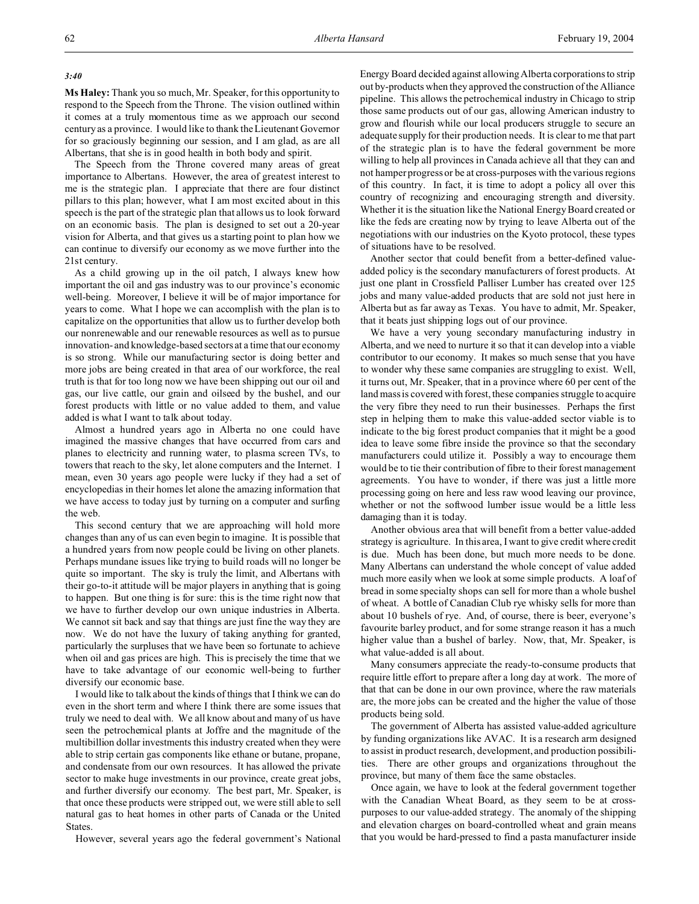*3:40*

**Ms Haley:** Thank you so much, Mr. Speaker, for this opportunity to respond to the Speech from the Throne. The vision outlined within it comes at a truly momentous time as we approach our second century as a province. I would like to thank the Lieutenant Governor for so graciously beginning our session, and I am glad, as are all Albertans, that she is in good health in both body and spirit.

The Speech from the Throne covered many areas of great importance to Albertans. However, the area of greatest interest to me is the strategic plan. I appreciate that there are four distinct pillars to this plan; however, what I am most excited about in this speech is the part of the strategic plan that allows us to look forward on an economic basis. The plan is designed to set out a 20-year vision for Alberta, and that gives us a starting point to plan how we can continue to diversify our economy as we move further into the 21st century.

As a child growing up in the oil patch, I always knew how important the oil and gas industry was to our province's economic well-being. Moreover, I believe it will be of major importance for years to come. What I hope we can accomplish with the plan is to capitalize on the opportunities that allow us to further develop both our nonrenewable and our renewable resources as well as to pursue innovation- and knowledge-based sectors at a time that our economy is so strong. While our manufacturing sector is doing better and more jobs are being created in that area of our workforce, the real truth is that for too long now we have been shipping out our oil and gas, our live cattle, our grain and oilseed by the bushel, and our forest products with little or no value added to them, and value added is what I want to talk about today.

Almost a hundred years ago in Alberta no one could have imagined the massive changes that have occurred from cars and planes to electricity and running water, to plasma screen TVs, to towers that reach to the sky, let alone computers and the Internet. I mean, even 30 years ago people were lucky if they had a set of encyclopedias in their homes let alone the amazing information that we have access to today just by turning on a computer and surfing the web.

This second century that we are approaching will hold more changes than any of us can even begin to imagine. It is possible that a hundred years from now people could be living on other planets. Perhaps mundane issues like trying to build roads will no longer be quite so important. The sky is truly the limit, and Albertans with their go-to-it attitude will be major players in anything that is going to happen. But one thing is for sure: this is the time right now that we have to further develop our own unique industries in Alberta. We cannot sit back and say that things are just fine the way they are now. We do not have the luxury of taking anything for granted, particularly the surpluses that we have been so fortunate to achieve when oil and gas prices are high. This is precisely the time that we have to take advantage of our economic well-being to further diversify our economic base.

I would like to talk about the kinds of things that I think we can do even in the short term and where I think there are some issues that truly we need to deal with. We all know about and many of us have seen the petrochemical plants at Joffre and the magnitude of the multibillion dollar investments this industry created when they were able to strip certain gas components like ethane or butane, propane, and condensate from our own resources. It has allowed the private sector to make huge investments in our province, create great jobs, and further diversify our economy. The best part, Mr. Speaker, is that once these products were stripped out, we were still able to sell natural gas to heat homes in other parts of Canada or the United States.

However, several years ago the federal government's National Energy Board decided against allowing Alberta corporations to strip out by-products when they approved the construction of the Alliance pipeline. This allows the petrochemical industry in Chicago to strip those same products out of our gas, allowing American industry to grow and flourish while our local producers struggle to secure an adequate supply for their production needs. It is clear to me that part of the strategic plan is to have the federal government be more willing to help all provinces in Canada achieve all that they can and not hamper progress or be at cross-purposes with the various regions of this country. In fact, it is time to adopt a policy all over this country of recognizing and encouraging strength and diversity. Whether it is the situation like the National Energy Board created or like the feds are creating now by trying to leave Alberta out of the negotiations with our industries on the Kyoto protocol, these types of situations have to be resolved.

Another sector that could benefit from a better-defined value-added policy is the secondary manufacturers of forest products. At just one plant in Crossfield Palliser Lumber has created over 125 jobs and many value-added products that are sold not just here in Alberta but as far away as Texas. You have to admit, Mr. Speaker, that it beats just shipping logs out of our province.

We have a very young secondary manufacturing industry in Alberta, and we need to nurture it so that it can develop into a viable contributor to our economy. It makes so much sense that you have to wonder why these same companies are struggling to exist. Well, it turns out, Mr. Speaker, that in a province where 60 per cent of the land mass is covered with forest, these companies struggle to acquire the very fibre they need to run their businesses. Perhaps the first step in helping them to make this value-added sector viable is to indicate to the big forest product companies that it might be a good idea to leave some fibre inside the province so that the secondary manufacturers could utilize it. Possibly a way to encourage them would be to tie their contribution of fibre to their forest management agreements. You have to wonder, if there was just a little more processing going on here and less raw wood leaving our province, whether or not the softwood lumber issue would be a little less damaging than it is today.

Another obvious area that will benefit from a better value-added strategy is agriculture. In this area, I want to give credit where credit is due. Much has been done, but much more needs to be done. Many Albertans can understand the whole concept of value added much more easily when we look at some simple products. A loaf of bread in some specialty shops can sell for more than a whole bushel of wheat. A bottle of Canadian Club rye whisky sells for more than about 10 bushels of rye. And, of course, there is beer, everyone's favourite barley product, and for some strange reason it has a much higher value than a bushel of barley. Now, that, Mr. Speaker, is what value-added is all about.

Many consumers appreciate the ready-to-consume products that require little effort to prepare after a long day at work. The more of that that can be done in our own province, where the raw materials are, the more jobs can be created and the higher the value of those products being sold.

The government of Alberta has assisted value-added agriculture by funding organizations like AVAC. It is a research arm designed to assist in product research, development, and production possibilities. There are other groups and organizations throughout the province, but many of them face the same obstacles.

Once again, we have to look at the federal government together with the Canadian Wheat Board, as they seem to be at cross-purposes to our value-added strategy. The anomaly of the shipping and elevation charges on board-controlled wheat and grain means that you would be hard-pressed to find a pasta manufacturer inside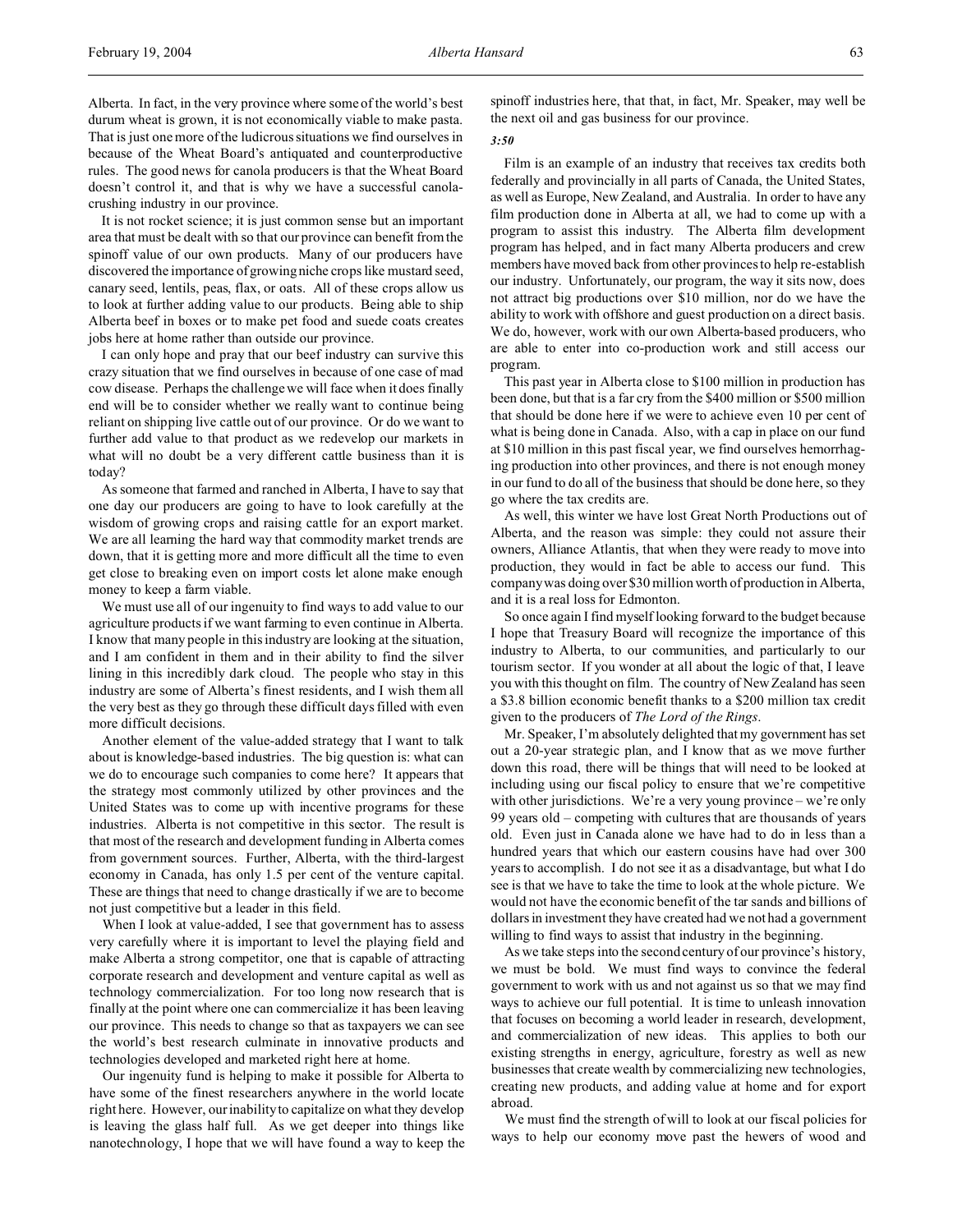Alberta. In fact, in the very province where some of the world's best durum wheat is grown, it is not economically viable to make pasta. That is just one more of the ludicrous situations we find ourselves in because of the Wheat Board's antiquated and counterproductive rules. The good news for canola producers is that the Wheat Board doesn't control it, and that is why we have a successful canola-crushing industry in our province.

It is not rocket science; it is just common sense but an important area that must be dealt with so that our province can benefit from the spinoff value of our own products. Many of our producers have discovered the importance of growing niche crops like mustard seed, canary seed, lentils, peas, flax, or oats. All of these crops allow us to look at further adding value to our products. Being able to ship Alberta beef in boxes or to make pet food and suede coats creates jobs here at home rather than outside our province.

I can only hope and pray that our beef industry can survive this crazy situation that we find ourselves in because of one case of mad cow disease. Perhaps the challenge we will face when it does finally end will be to consider whether we really want to continue being reliant on shipping live cattle out of our province. Or do we want to further add value to that product as we redevelop our markets in what will no doubt be a very different cattle business than it is today?

As someone that farmed and ranched in Alberta, I have to say that one day our producers are going to have to look carefully at the wisdom of growing crops and raising cattle for an export market. We are all learning the hard way that commodity market trends are down, that it is getting more and more difficult all the time to even get close to breaking even on import costs let alone make enough money to keep a farm viable.

We must use all of our ingenuity to find ways to add value to our agriculture products if we want farming to even continue in Alberta. I know that many people in this industry are looking at the situation, and I am confident in them and in their ability to find the silver lining in this incredibly dark cloud. The people who stay in this industry are some of Alberta's finest residents, and I wish them all the very best as they go through these difficult days filled with even more difficult decisions.

Another element of the value-added strategy that I want to talk about is knowledge-based industries. The big question is: what can we do to encourage such companies to come here? It appears that the strategy most commonly utilized by other provinces and the United States was to come up with incentive programs for these industries. Alberta is not competitive in this sector. The result is that most of the research and development funding in Alberta comes from government sources. Further, Alberta, with the third-largest economy in Canada, has only 1.5 per cent of the venture capital. These are things that need to change drastically if we are to become not just competitive but a leader in this field.

When I look at value-added, I see that government has to assess very carefully where it is important to level the playing field and make Alberta a strong competitor, one that is capable of attracting corporate research and development and venture capital as well as technology commercialization. For too long now research that is finally at the point where one can commercialize it has been leaving our province. This needs to change so that as taxpayers we can see the world's best research culminate in innovative products and technologies developed and marketed right here at home.

Our ingenuity fund is helping to make it possible for Alberta to have some of the finest researchers anywhere in the world locate right here. However, our inability to capitalize on what they develop is leaving the glass half full. As we get deeper into things like nanotechnology, I hope that we will have found a way to keep the spinoff industries here, that that, in fact, Mr. Speaker, may well be the next oil and gas business for our province.

*3:50*

Film is an example of an industry that receives tax credits both federally and provincially in all parts of Canada, the United States, as well as Europe, New Zealand, and Australia. In order to have any film production done in Alberta at all, we had to come up with a program to assist this industry. The Alberta film development program has helped, and in fact many Alberta producers and crew members have moved back from other provinces to help re-establish our industry. Unfortunately, our program, the way it sits now, does not attract big productions over $10 million, nor do we have the ability to work with offshore and guest production on a direct basis. We do, however, work with our own Alberta-based producers, who are able to enter into co-production work and still access our program.

This past year in Alberta close to $100 million in production has been done, but that is a far cry from the $400 million or $500 million that should be done here if we were to achieve even 10 per cent of what is being done in Canada. Also, with a cap in place on our fund at $10 million in this past fiscal year, we find ourselves hemorrhaging production into other provinces, and there is not enough money in our fund to do all of the business that should be done here, so they go where the tax credits are.

As well, this winter we have lost Great North Productions out of Alberta, and the reason was simple: they could not assure their owners, Alliance Atlantis, that when they were ready to move into production, they would in fact be able to access our fund. This company was doing over $30 million worth of production in Alberta, and it is a real loss for Edmonton.

So once again I find myself looking forward to the budget because I hope that Treasury Board will recognize the importance of this industry to Alberta, to our communities, and particularly to our tourism sector. If you wonder at all about the logic of that, I leave you with this thought on film. The country of New Zealand has seen a $3.8 billion economic benefit thanks to a $200 million tax credit given to the producers of *The Lord of the Rings*.

Mr. Speaker, I'm absolutely delighted that my government has set out a 20-year strategic plan, and I know that as we move further down this road, there will be things that will need to be looked at including using our fiscal policy to ensure that we're competitive with other jurisdictions. We're a very young province – we're only 99 years old – competing with cultures that are thousands of years old. Even just in Canada alone we have had to do in less than a hundred years that which our eastern cousins have had over 300 years to accomplish. I do not see it as a disadvantage, but what I do see is that we have to take the time to look at the whole picture. We would not have the economic benefit of the tar sands and billions of dollars in investment they have created had we not had a government willing to find ways to assist that industry in the beginning.

As we take steps into the second century of our province's history, we must be bold. We must find ways to convince the federal government to work with us and not against us so that we may find ways to achieve our full potential. It is time to unleash innovation that focuses on becoming a world leader in research, development, and commercialization of new ideas. This applies to both our existing strengths in energy, agriculture, forestry as well as new businesses that create wealth by commercializing new technologies, creating new products, and adding value at home and for export abroad.

We must find the strength of will to look at our fiscal policies for ways to help our economy move past the hewers of wood and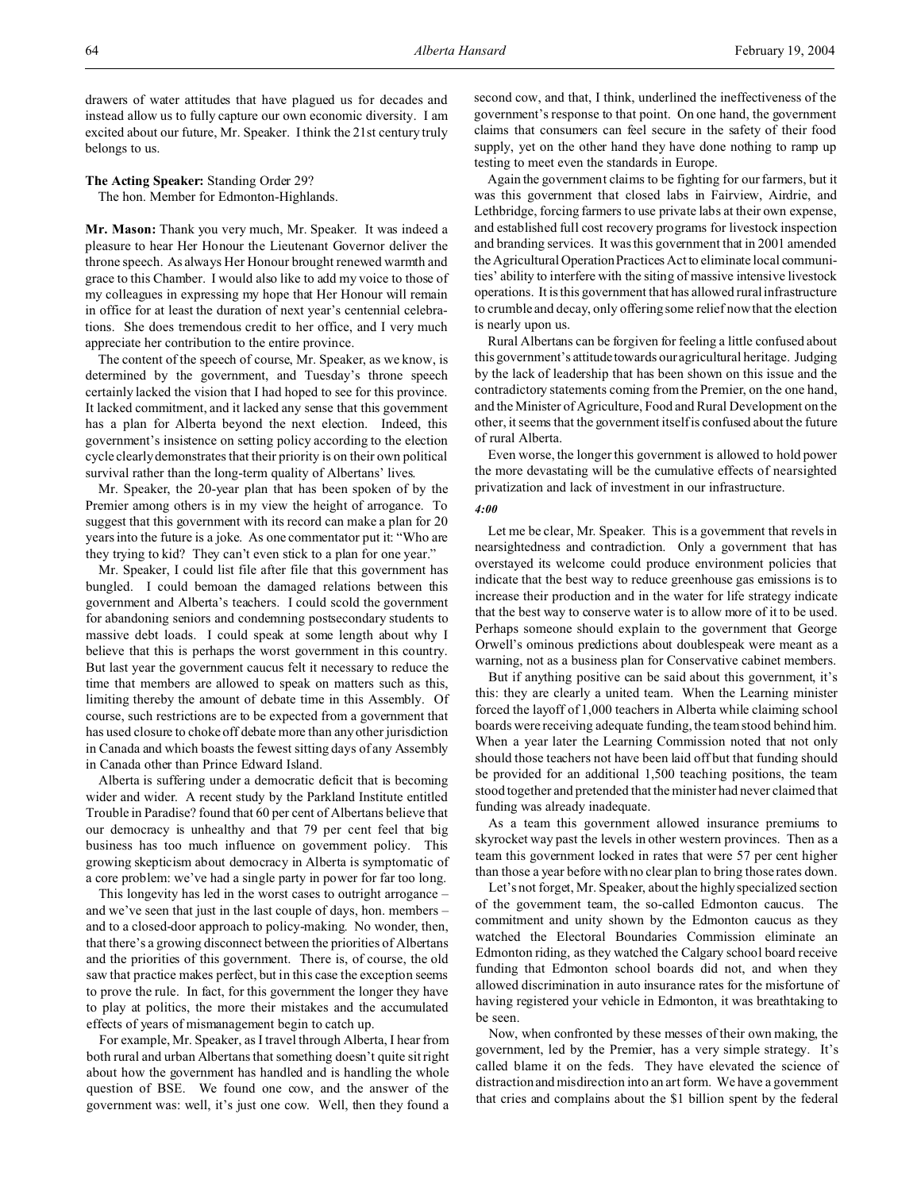drawers of water attitudes that have plagued us for decades and instead allow us to fully capture our own economic diversity. I am excited about our future, Mr. Speaker. I think the 21st century truly belongs to us.

**The Acting Speaker:** Standing Order 29?

The hon. Member for Edmonton-Highlands.

**Mr. Mason:** Thank you very much, Mr. Speaker. It was indeed a pleasure to hear Her Honour the Lieutenant Governor deliver the throne speech. As always Her Honour brought renewed warmth and grace to this Chamber. I would also like to add my voice to those of my colleagues in expressing my hope that Her Honour will remain in office for at least the duration of next year's centennial celebrations. She does tremendous credit to her office, and I very much appreciate her contribution to the entire province.

The content of the speech of course, Mr. Speaker, as we know, is determined by the government, and Tuesday's throne speech certainly lacked the vision that I had hoped to see for this province. It lacked commitment, and it lacked any sense that this government has a plan for Alberta beyond the next election. Indeed, this government's insistence on setting policy according to the election cycle clearly demonstrates that their priority is on their own political survival rather than the long-term quality of Albertans' lives.

Mr. Speaker, the 20-year plan that has been spoken of by the Premier among others is in my view the height of arrogance. To suggest that this government with its record can make a plan for 20 years into the future is a joke. As one commentator put it: "Who are they trying to kid? They can't even stick to a plan for one year."

Mr. Speaker, I could list file after file that this government has bungled. I could bemoan the damaged relations between this government and Alberta's teachers. I could scold the government for abandoning seniors and condemning postsecondary students to massive debt loads. I could speak at some length about why I believe that this is perhaps the worst government in this country. But last year the government caucus felt it necessary to reduce the time that members are allowed to speak on matters such as this, limiting thereby the amount of debate time in this Assembly. Of course, such restrictions are to be expected from a government that has used closure to choke off debate more than any other jurisdiction in Canada and which boasts the fewest sitting days of any Assembly in Canada other than Prince Edward Island.

Alberta is suffering under a democratic deficit that is becoming wider and wider. A recent study by the Parkland Institute entitled Trouble in Paradise? found that 60 per cent of Albertans believe that our democracy is unhealthy and that 79 per cent feel that big business has too much influence on government policy. This growing skepticism about democracy in Alberta is symptomatic of a core problem: we've had a single party in power for far too long.

This longevity has led in the worst cases to outright arrogance – and we've seen that just in the last couple of days, hon. members – and to a closed-door approach to policy-making. No wonder, then, that there's a growing disconnect between the priorities of Albertans and the priorities of this government. There is, of course, the old saw that practice makes perfect, but in this case the exception seems to prove the rule. In fact, for this government the longer they have to play at politics, the more their mistakes and the accumulated effects of years of mismanagement begin to catch up.

For example, Mr. Speaker, as I travel through Alberta, I hear from both rural and urban Albertans that something doesn't quite sit right about how the government has handled and is handling the whole question of BSE. We found one cow, and the answer of the government was: well, it's just one cow. Well, then they found a second cow, and that, I think, underlined the ineffectiveness of the government's response to that point. On one hand, the government claims that consumers can feel secure in the safety of their food supply, yet on the other hand they have done nothing to ramp up testing to meet even the standards in Europe.

Again the government claims to be fighting for our farmers, but it was this government that closed labs in Fairview, Airdrie, and Lethbridge, forcing farmers to use private labs at their own expense, and established full cost recovery programs for livestock inspection and branding services. It was this government that in 2001 amended the Agricultural Operation Practices Act to eliminate local communities' ability to interfere with the siting of massive intensive livestock operations. It is this government that has allowed rural infrastructure to crumble and decay, only offering some relief now that the election is nearly upon us.

Rural Albertans can be forgiven for feeling a little confused about this government's attitude towards our agricultural heritage. Judging by the lack of leadership that has been shown on this issue and the contradictory statements coming from the Premier, on the one hand, and the Minister of Agriculture, Food and Rural Development on the other, it seems that the government itself is confused about the future of rural Alberta.

Even worse, the longer this government is allowed to hold power the more devastating will be the cumulative effects of nearsighted privatization and lack of investment in our infrastructure.

*4:00*

Let me be clear, Mr. Speaker. This is a government that revels in nearsightedness and contradiction. Only a government that has overstayed its welcome could produce environment policies that indicate that the best way to reduce greenhouse gas emissions is to increase their production and in the water for life strategy indicate that the best way to conserve water is to allow more of it to be used. Perhaps someone should explain to the government that George Orwell's ominous predictions about doublespeak were meant as a warning, not as a business plan for Conservative cabinet members.

But if anything positive can be said about this government, it's this: they are clearly a united team. When the Learning minister forced the layoff of 1,000 teachers in Alberta while claiming school boards were receiving adequate funding, the team stood behind him. When a year later the Learning Commission noted that not only should those teachers not have been laid off but that funding should be provided for an additional 1,500 teaching positions, the team stood together and pretended that the minister had never claimed that funding was already inadequate.

As a team this government allowed insurance premiums to skyrocket way past the levels in other western provinces. Then as a team this government locked in rates that were 57 per cent higher than those a year before with no clear plan to bring those rates down.

Let's not forget, Mr. Speaker, about the highly specialized section of the government team, the so-called Edmonton caucus. The commitment and unity shown by the Edmonton caucus as they watched the Electoral Boundaries Commission eliminate an Edmonton riding, as they watched the Calgary school board receive funding that Edmonton school boards did not, and when they allowed discrimination in auto insurance rates for the misfortune of having registered your vehicle in Edmonton, it was breathtaking to be seen.

Now, when confronted by these messes of their own making, the government, led by the Premier, has a very simple strategy. It's called blame it on the feds. They have elevated the science of distraction and misdirection into an art form. We have a government that cries and complains about the $1 billion spent by the federal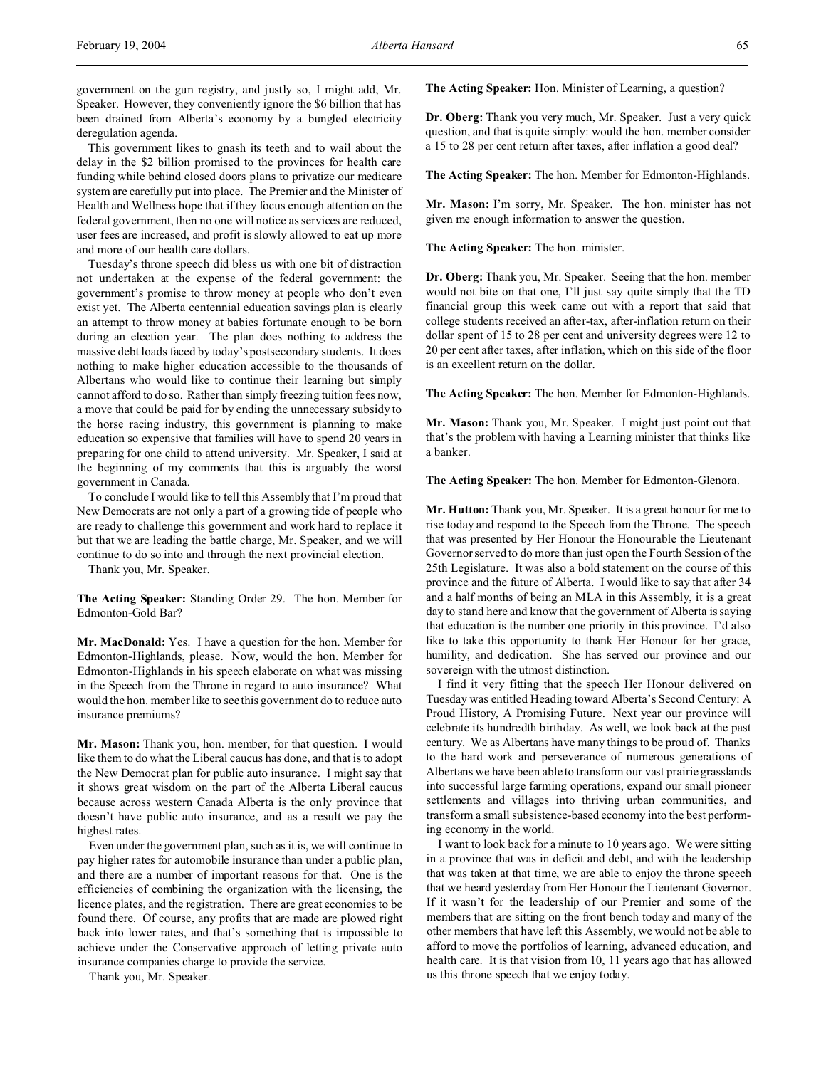government on the gun registry, and justly so, I might add, Mr. Speaker. However, they conveniently ignore the $6 billion that has been drained from Alberta's economy by a bungled electricity deregulation agenda.

This government likes to gnash its teeth and to wail about the delay in the $2 billion promised to the provinces for health care funding while behind closed doors plans to privatize our medicare system are carefully put into place. The Premier and the Minister of Health and Wellness hope that if they focus enough attention on the federal government, then no one will notice as services are reduced, user fees are increased, and profit is slowly allowed to eat up more and more of our health care dollars.

Tuesday's throne speech did bless us with one bit of distraction not undertaken at the expense of the federal government: the government's promise to throw money at people who don't even exist yet. The Alberta centennial education savings plan is clearly an attempt to throw money at babies fortunate enough to be born during an election year. The plan does nothing to address the massive debt loads faced by today's postsecondary students. It does nothing to make higher education accessible to the thousands of Albertans who would like to continue their learning but simply cannot afford to do so. Rather than simply freezing tuition fees now, a move that could be paid for by ending the unnecessary subsidy to the horse racing industry, this government is planning to make education so expensive that families will have to spend 20 years in preparing for one child to attend university. Mr. Speaker, I said at the beginning of my comments that this is arguably the worst government in Canada.

To conclude I would like to tell this Assembly that I'm proud that New Democrats are not only a part of a growing tide of people who are ready to challenge this government and work hard to replace it but that we are leading the battle charge, Mr. Speaker, and we will continue to do so into and through the next provincial election.

Thank you, Mr. Speaker.

**The Acting Speaker:** Standing Order 29. The hon. Member for Edmonton-Gold Bar?

**Mr. MacDonald:** Yes. I have a question for the hon. Member for Edmonton-Highlands, please. Now, would the hon. Member for Edmonton-Highlands in his speech elaborate on what was missing in the Speech from the Throne in regard to auto insurance? What would the hon. member like to see this government do to reduce auto insurance premiums?

**Mr. Mason:** Thank you, hon. member, for that question. I would like them to do what the Liberal caucus has done, and that is to adopt the New Democrat plan for public auto insurance. I might say that it shows great wisdom on the part of the Alberta Liberal caucus because across western Canada Alberta is the only province that doesn't have public auto insurance, and as a result we pay the highest rates.

Even under the government plan, such as it is, we will continue to pay higher rates for automobile insurance than under a public plan, and there are a number of important reasons for that. One is the efficiencies of combining the organization with the licensing, the licence plates, and the registration. There are great economies to be found there. Of course, any profits that are made are plowed right back into lower rates, and that's something that is impossible to achieve under the Conservative approach of letting private auto insurance companies charge to provide the service.

Thank you, Mr. Speaker.

**The Acting Speaker:** Hon. Minister of Learning, a question?

**Dr. Oberg:** Thank you very much, Mr. Speaker. Just a very quick question, and that is quite simply: would the hon. member consider a 15 to 28 per cent return after taxes, after inflation a good deal?

**The Acting Speaker:** The hon. Member for Edmonton-Highlands.

**Mr. Mason:** I'm sorry, Mr. Speaker. The hon. minister has not given me enough information to answer the question.

**The Acting Speaker:** The hon. minister.

**Dr. Oberg:** Thank you, Mr. Speaker. Seeing that the hon. member would not bite on that one, I'll just say quite simply that the TD financial group this week came out with a report that said that college students received an after-tax, after-inflation return on their dollar spent of 15 to 28 per cent and university degrees were 12 to 20 per cent after taxes, after inflation, which on this side of the floor is an excellent return on the dollar.

**The Acting Speaker:** The hon. Member for Edmonton-Highlands.

**Mr. Mason:** Thank you, Mr. Speaker. I might just point out that that's the problem with having a Learning minister that thinks like a banker.

**The Acting Speaker:** The hon. Member for Edmonton-Glenora.

**Mr. Hutton:** Thank you, Mr. Speaker. It is a great honour for me to rise today and respond to the Speech from the Throne. The speech that was presented by Her Honour the Honourable the Lieutenant Governor served to do more than just open the Fourth Session of the 25th Legislature. It was also a bold statement on the course of this province and the future of Alberta. I would like to say that after 34 and a half months of being an MLA in this Assembly, it is a great day to stand here and know that the government of Alberta is saying that education is the number one priority in this province. I'd also like to take this opportunity to thank Her Honour for her grace, humility, and dedication. She has served our province and our sovereign with the utmost distinction.

I find it very fitting that the speech Her Honour delivered on Tuesday was entitled Heading toward Alberta's Second Century: A Proud History, A Promising Future. Next year our province will celebrate its hundredth birthday. As well, we look back at the past century. We as Albertans have many things to be proud of. Thanks to the hard work and perseverance of numerous generations of Albertans we have been able to transform our vast prairie grasslands into successful large farming operations, expand our small pioneer settlements and villages into thriving urban communities, and transform a small subsistence-based economy into the best performing economy in the world.

I want to look back for a minute to 10 years ago. We were sitting in a province that was in deficit and debt, and with the leadership that was taken at that time, we are able to enjoy the throne speech that we heard yesterday from Her Honour the Lieutenant Governor. If it wasn't for the leadership of our Premier and some of the members that are sitting on the front bench today and many of the other members that have left this Assembly, we would not be able to afford to move the portfolios of learning, advanced education, and health care. It is that vision from 10, 11 years ago that has allowed us this throne speech that we enjoy today.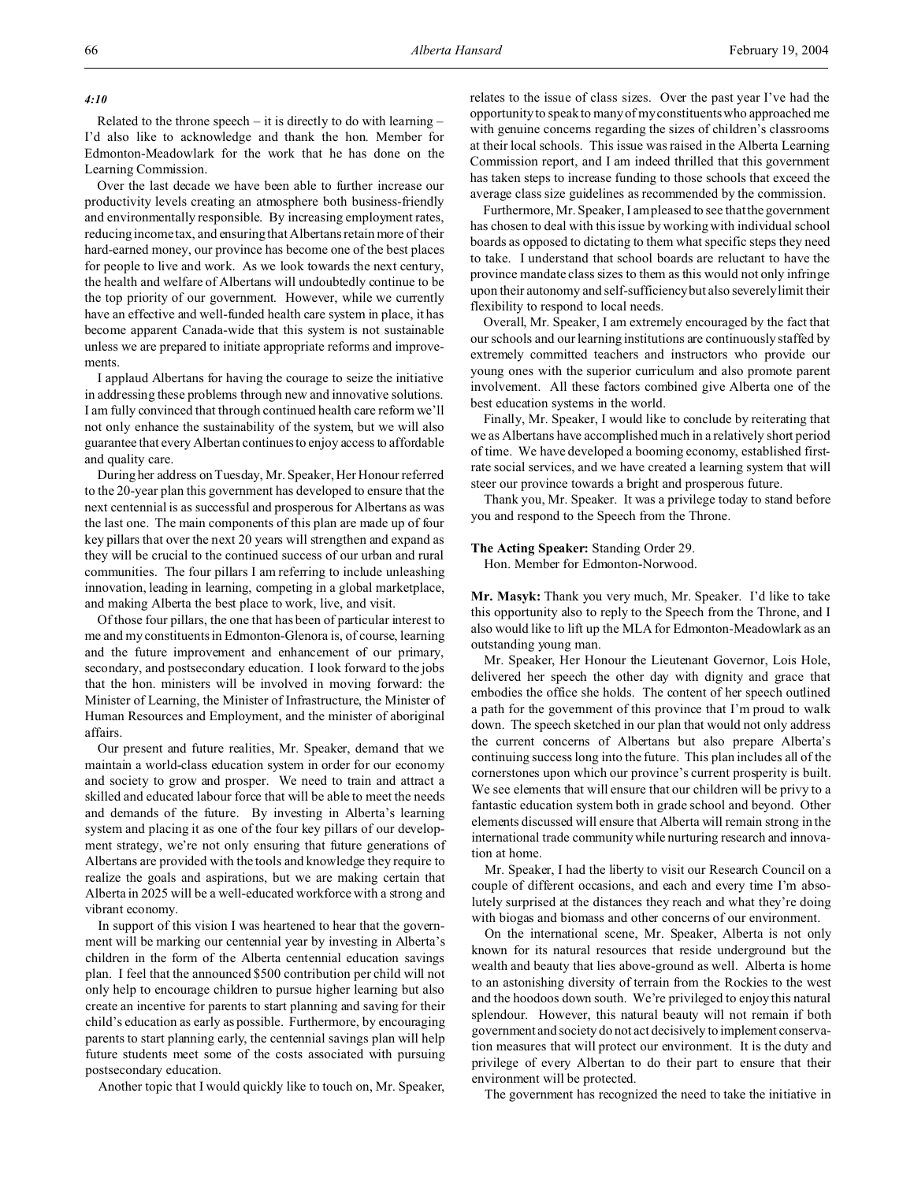*4:10*

Related to the throne speech – it is directly to do with learning – I'd also like to acknowledge and thank the hon. Member for Edmonton-Meadowlark for the work that he has done on the Learning Commission.

Over the last decade we have been able to further increase our productivity levels creating an atmosphere both business-friendly and environmentally responsible. By increasing employment rates, reducing income tax, and ensuring that Albertans retain more of their hard-earned money, our province has become one of the best places for people to live and work. As we look towards the next century, the health and welfare of Albertans will undoubtedly continue to be the top priority of our government. However, while we currently have an effective and well-funded health care system in place, it has become apparent Canada-wide that this system is not sustainable unless we are prepared to initiate appropriate reforms and improvements.

I applaud Albertans for having the courage to seize the initiative in addressing these problems through new and innovative solutions. I am fully convinced that through continued health care reform we'll not only enhance the sustainability of the system, but we will also guarantee that every Albertan continues to enjoy access to affordable and quality care.

During her address on Tuesday, Mr. Speaker, Her Honour referred to the 20-year plan this government has developed to ensure that the next centennial is as successful and prosperous for Albertans as was the last one. The main components of this plan are made up of four key pillars that over the next 20 years will strengthen and expand as they will be crucial to the continued success of our urban and rural communities. The four pillars I am referring to include unleashing innovation, leading in learning, competing in a global marketplace, and making Alberta the best place to work, live, and visit.

Of those four pillars, the one that has been of particular interest to me and my constituents in Edmonton-Glenora is, of course, learning and the future improvement and enhancement of our primary, secondary, and postsecondary education. I look forward to the jobs that the hon. ministers will be involved in moving forward: the Minister of Learning, the Minister of Infrastructure, the Minister of Human Resources and Employment, and the minister of aboriginal affairs.

Our present and future realities, Mr. Speaker, demand that we maintain a world-class education system in order for our economy and society to grow and prosper. We need to train and attract a skilled and educated labour force that will be able to meet the needs and demands of the future. By investing in Alberta's learning system and placing it as one of the four key pillars of our development strategy, we're not only ensuring that future generations of Albertans are provided with the tools and knowledge they require to realize the goals and aspirations, but we are making certain that Alberta in 2025 will be a well-educated workforce with a strong and vibrant economy.

In support of this vision I was heartened to hear that the government will be marking our centennial year by investing in Alberta's children in the form of the Alberta centennial education savings plan. I feel that the announced $500 contribution per child will not only help to encourage children to pursue higher learning but also create an incentive for parents to start planning and saving for their child's education as early as possible. Furthermore, by encouraging parents to start planning early, the centennial savings plan will help future students meet some of the costs associated with pursuing postsecondary education.

Another topic that I would quickly like to touch on, Mr. Speaker, relates to the issue of class sizes. Over the past year I've had the opportunity to speak to many of my constituents who approached me with genuine concerns regarding the sizes of children's classrooms at their local schools. This issue was raised in the Alberta Learning Commission report, and I am indeed thrilled that this government has taken steps to increase funding to those schools that exceed the average class size guidelines as recommended by the commission.

Furthermore, Mr. Speaker, I am pleased to see that the government has chosen to deal with this issue by working with individual school boards as opposed to dictating to them what specific steps they need to take. I understand that school boards are reluctant to have the province mandate class sizes to them as this would not only infringe upon their autonomy and self-sufficiency but also severely limit their flexibility to respond to local needs.

Overall, Mr. Speaker, I am extremely encouraged by the fact that our schools and our learning institutions are continuously staffed by extremely committed teachers and instructors who provide our young ones with the superior curriculum and also promote parent involvement. All these factors combined give Alberta one of the best education systems in the world.

Finally, Mr. Speaker, I would like to conclude by reiterating that we as Albertans have accomplished much in a relatively short period of time. We have developed a booming economy, established first-rate social services, and we have created a learning system that will steer our province towards a bright and prosperous future.

Thank you, Mr. Speaker. It was a privilege today to stand before you and respond to the Speech from the Throne.

**The Acting Speaker:** Standing Order 29.
Hon. Member for Edmonton-Norwood.

**Mr. Masyk:** Thank you very much, Mr. Speaker. I'd like to take this opportunity also to reply to the Speech from the Throne, and I also would like to lift up the MLA for Edmonton-Meadowlark as an outstanding young man.

Mr. Speaker, Her Honour the Lieutenant Governor, Lois Hole, delivered her speech the other day with dignity and grace that embodies the office she holds. The content of her speech outlined a path for the government of this province that I'm proud to walk down. The speech sketched in our plan that would not only address the current concerns of Albertans but also prepare Alberta's continuing success long into the future. This plan includes all of the cornerstones upon which our province's current prosperity is built. We see elements that will ensure that our children will be privy to a fantastic education system both in grade school and beyond. Other elements discussed will ensure that Alberta will remain strong in the international trade community while nurturing research and innovation at home.

Mr. Speaker, I had the liberty to visit our Research Council on a couple of different occasions, and each and every time I'm absolutely surprised at the distances they reach and what they're doing with biogas and biomass and other concerns of our environment.

On the international scene, Mr. Speaker, Alberta is not only known for its natural resources that reside underground but the wealth and beauty that lies above-ground as well. Alberta is home to an astonishing diversity of terrain from the Rockies to the west and the hoodoos down south. We're privileged to enjoy this natural splendour. However, this natural beauty will not remain if both government and society do not act decisively to implement conservation measures that will protect our environment. It is the duty and privilege of every Albertan to do their part to ensure that their environment will be protected.

The government has recognized the need to take the initiative in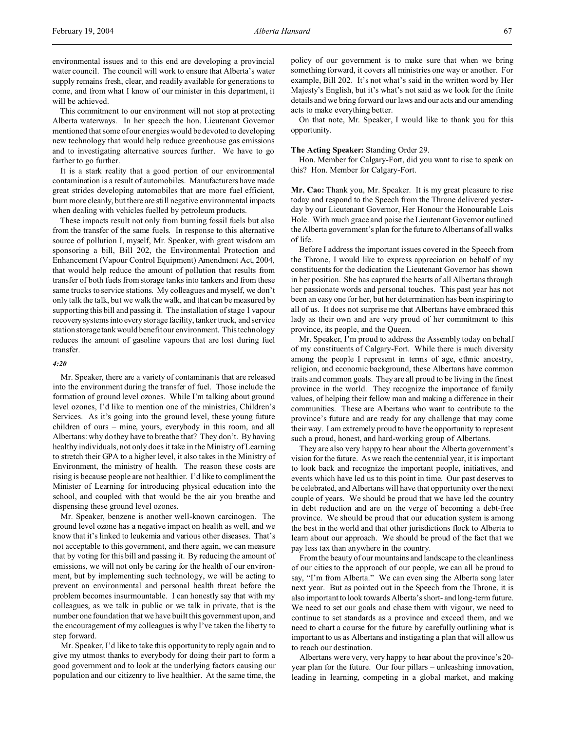environmental issues and to this end are developing a provincial water council. The council will work to ensure that Alberta's water supply remains fresh, clear, and readily available for generations to come, and from what I know of our minister in this department, it will be achieved.

This commitment to our environment will not stop at protecting Alberta waterways. In her speech the hon. Lieutenant Governor mentioned that some of our energies would be devoted to developing new technology that would help reduce greenhouse gas emissions and to investigating alternative sources further. We have to go farther to go further.

It is a stark reality that a good portion of our environmental contamination is a result of automobiles. Manufacturers have made great strides developing automobiles that are more fuel efficient, burn more cleanly, but there are still negative environmental impacts when dealing with vehicles fuelled by petroleum products.

These impacts result not only from burning fossil fuels but also from the transfer of the same fuels. In response to this alternative source of pollution I, myself, Mr. Speaker, with great wisdom am sponsoring a bill, Bill 202, the Environmental Protection and Enhancement (Vapour Control Equipment) Amendment Act, 2004, that would help reduce the amount of pollution that results from transfer of both fuels from storage tanks into tankers and from these same trucks to service stations. My colleagues and myself, we don't only talk the talk, but we walk the walk, and that can be measured by supporting this bill and passing it. The installation of stage 1 vapour recovery systems into every storage facility, tanker truck, and service station storage tank would benefit our environment. This technology reduces the amount of gasoline vapours that are lost during fuel transfer.

*4:20*

Mr. Speaker, there are a variety of contaminants that are released into the environment during the transfer of fuel. Those include the formation of ground level ozones. While I'm talking about ground level ozones, I'd like to mention one of the ministries, Children's Services. As it's going into the ground level, these young future children of ours – mine, yours, everybody in this room, and all Albertans: why do they have to breathe that? They don't. By having healthy individuals, not only does it take in the Ministry of Learning to stretch their GPA to a higher level, it also takes in the Ministry of Environment, the ministry of health. The reason these costs are rising is because people are not healthier. I'd like to compliment the Minister of Learning for introducing physical education into the school, and coupled with that would be the air you breathe and dispensing these ground level ozones.

Mr. Speaker, benzene is another well-known carcinogen. The ground level ozone has a negative impact on health as well, and we know that it's linked to leukemia and various other diseases. That's not acceptable to this government, and there again, we can measure that by voting for this bill and passing it. By reducing the amount of emissions, we will not only be caring for the health of our environment, but by implementing such technology, we will be acting to prevent an environmental and personal health threat before the problem becomes insurmountable. I can honestly say that with my colleagues, as we talk in public or we talk in private, that is the number one foundation that we have built this government upon, and the encouragement of my colleagues is why I've taken the liberty to step forward.

Mr. Speaker, I'd like to take this opportunity to reply again and to give my utmost thanks to everybody for doing their part to form a good government and to look at the underlying factors causing our population and our citizenry to live healthier. At the same time, the policy of our government is to make sure that when we bring something forward, it covers all ministries one way or another. For example, Bill 202. It's not what's said in the written word by Her Majesty's English, but it's what's not said as we look for the finite details and we bring forward our laws and our acts and our amending acts to make everything better.

On that note, Mr. Speaker, I would like to thank you for this opportunity.

**The Acting Speaker:** Standing Order 29.

Hon. Member for Calgary-Fort, did you want to rise to speak on this? Hon. Member for Calgary-Fort.

**Mr. Cao:** Thank you, Mr. Speaker. It is my great pleasure to rise today and respond to the Speech from the Throne delivered yesterday by our Lieutenant Governor, Her Honour the Honourable Lois Hole. With much grace and poise the Lieutenant Governor outlined the Alberta government's plan for the future to Albertans of all walks of life.

Before I address the important issues covered in the Speech from the Throne, I would like to express appreciation on behalf of my constituents for the dedication the Lieutenant Governor has shown in her position. She has captured the hearts of all Albertans through her passionate words and personal touches. This past year has not been an easy one for her, but her determination has been inspiring to all of us. It does not surprise me that Albertans have embraced this lady as their own and are very proud of her commitment to this province, its people, and the Queen.

Mr. Speaker, I'm proud to address the Assembly today on behalf of my constituents of Calgary-Fort. While there is much diversity among the people I represent in terms of age, ethnic ancestry, religion, and economic background, these Albertans have common traits and common goals. They are all proud to be living in the finest province in the world. They recognize the importance of family values, of helping their fellow man and making a difference in their communities. These are Albertans who want to contribute to the province's future and are ready for any challenge that may come their way. I am extremely proud to have the opportunity to represent such a proud, honest, and hard-working group of Albertans.

They are also very happy to hear about the Alberta government's vision for the future. As we reach the centennial year, it is important to look back and recognize the important people, initiatives, and events which have led us to this point in time. Our past deserves to be celebrated, and Albertans will have that opportunity over the next couple of years. We should be proud that we have led the country in debt reduction and are on the verge of becoming a debt-free province. We should be proud that our education system is among the best in the world and that other jurisdictions flock to Alberta to learn about our approach. We should be proud of the fact that we pay less tax than anywhere in the country.

From the beauty of our mountains and landscape to the cleanliness of our cities to the approach of our people, we can all be proud to say, "I'm from Alberta." We can even sing the Alberta song later next year. But as pointed out in the Speech from the Throne, it is also important to look towards Alberta's short- and long-term future. We need to set our goals and chase them with vigour, we need to continue to set standards as a province and exceed them, and we need to chart a course for the future by carefully outlining what is important to us as Albertans and instigating a plan that will allow us to reach our destination.

Albertans were very, very happy to hear about the province's 20-year plan for the future. Our four pillars – unleashing innovation, leading in learning, competing in a global market, and making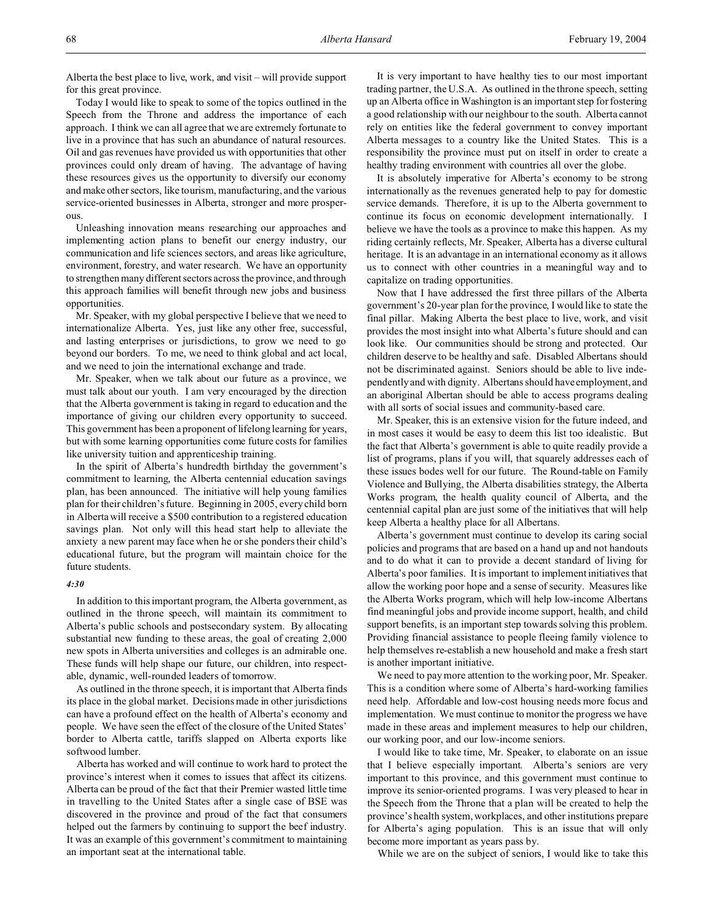Alberta the best place to live, work, and visit – will provide support for this great province.

Today I would like to speak to some of the topics outlined in the Speech from the Throne and address the importance of each approach. I think we can all agree that we are extremely fortunate to live in a province that has such an abundance of natural resources. Oil and gas revenues have provided us with opportunities that other provinces could only dream of having. The advantage of having these resources gives us the opportunity to diversify our economy and make other sectors, like tourism, manufacturing, and the various service-oriented businesses in Alberta, stronger and more prosperous.

Unleashing innovation means researching our approaches and implementing action plans to benefit our energy industry, our communication and life sciences sectors, and areas like agriculture, environment, forestry, and water research. We have an opportunity to strengthen many different sectors across the province, and through this approach families will benefit through new jobs and business opportunities.

Mr. Speaker, with my global perspective I believe that we need to internationalize Alberta. Yes, just like any other free, successful, and lasting enterprises or jurisdictions, to grow we need to go beyond our borders. To me, we need to think global and act local, and we need to join the international exchange and trade.

Mr. Speaker, when we talk about our future as a province, we must talk about our youth. I am very encouraged by the direction that the Alberta government is taking in regard to education and the importance of giving our children every opportunity to succeed. This government has been a proponent of lifelong learning for years, but with some learning opportunities come future costs for families like university tuition and apprenticeship training.

In the spirit of Alberta's hundredth birthday the government's commitment to learning, the Alberta centennial education savings plan, has been announced. The initiative will help young families plan for their children's future. Beginning in 2005, every child born in Alberta will receive a $500 contribution to a registered education savings plan. Not only will this head start help to alleviate the anxiety a new parent may face when he or she ponders their child's educational future, but the program will maintain choice for the future students.

*4:30*

In addition to this important program, the Alberta government, as outlined in the throne speech, will maintain its commitment to Alberta's public schools and postsecondary system. By allocating substantial new funding to these areas, the goal of creating 2,000 new spots in Alberta universities and colleges is an admirable one. These funds will help shape our future, our children, into respectable, dynamic, well-rounded leaders of tomorrow.

As outlined in the throne speech, it is important that Alberta finds its place in the global market. Decisions made in other jurisdictions can have a profound effect on the health of Alberta's economy and people. We have seen the effect of the closure of the United States' border to Alberta cattle, tariffs slapped on Alberta exports like softwood lumber.

Alberta has worked and will continue to work hard to protect the province's interest when it comes to issues that affect its citizens. Alberta can be proud of the fact that their Premier wasted little time in travelling to the United States after a single case of BSE was discovered in the province and proud of the fact that consumers helped out the farmers by continuing to support the beef industry. It was an example of this government's commitment to maintaining an important seat at the international table.

It is very important to have healthy ties to our most important trading partner, the U.S.A. As outlined in the throne speech, setting up an Alberta office in Washington is an important step for fostering a good relationship with our neighbour to the south. Alberta cannot rely on entities like the federal government to convey important Alberta messages to a country like the United States. This is a responsibility the province must put on itself in order to create a healthy trading environment with countries all over the globe.

It is absolutely imperative for Alberta's economy to be strong internationally as the revenues generated help to pay for domestic service demands. Therefore, it is up to the Alberta government to continue its focus on economic development internationally. I believe we have the tools as a province to make this happen. As my riding certainly reflects, Mr. Speaker, Alberta has a diverse cultural heritage. It is an advantage in an international economy as it allows us to connect with other countries in a meaningful way and to capitalize on trading opportunities.

Now that I have addressed the first three pillars of the Alberta government's 20-year plan for the province, I would like to state the final pillar. Making Alberta the best place to live, work, and visit provides the most insight into what Alberta's future should and can look like. Our communities should be strong and protected. Our children deserve to be healthy and safe. Disabled Albertans should not be discriminated against. Seniors should be able to live independently and with dignity. Albertans should have employment, and an aboriginal Albertan should be able to access programs dealing with all sorts of social issues and community-based care.

Mr. Speaker, this is an extensive vision for the future indeed, and in most cases it would be easy to deem this list too idealistic. But the fact that Alberta's government is able to quite readily provide a list of programs, plans if you will, that squarely addresses each of these issues bodes well for our future. The Round-table on Family Violence and Bullying, the Alberta disabilities strategy, the Alberta Works program, the health quality council of Alberta, and the centennial capital plan are just some of the initiatives that will help keep Alberta a healthy place for all Albertans.

Alberta's government must continue to develop its caring social policies and programs that are based on a hand up and not handouts and to do what it can to provide a decent standard of living for Alberta's poor families. It is important to implement initiatives that allow the working poor hope and a sense of security. Measures like the Alberta Works program, which will help low-income Albertans find meaningful jobs and provide income support, health, and child support benefits, is an important step towards solving this problem. Providing financial assistance to people fleeing family violence to help themselves re-establish a new household and make a fresh start is another important initiative.

We need to pay more attention to the working poor, Mr. Speaker. This is a condition where some of Alberta's hard-working families need help. Affordable and low-cost housing needs more focus and implementation. We must continue to monitor the progress we have made in these areas and implement measures to help our children, our working poor, and our low-income seniors.

I would like to take time, Mr. Speaker, to elaborate on an issue that I believe especially important. Alberta's seniors are very important to this province, and this government must continue to improve its senior-oriented programs. I was very pleased to hear in the Speech from the Throne that a plan will be created to help the province's health system, workplaces, and other institutions prepare for Alberta's aging population. This is an issue that will only become more important as years pass by.

While we are on the subject of seniors, I would like to take this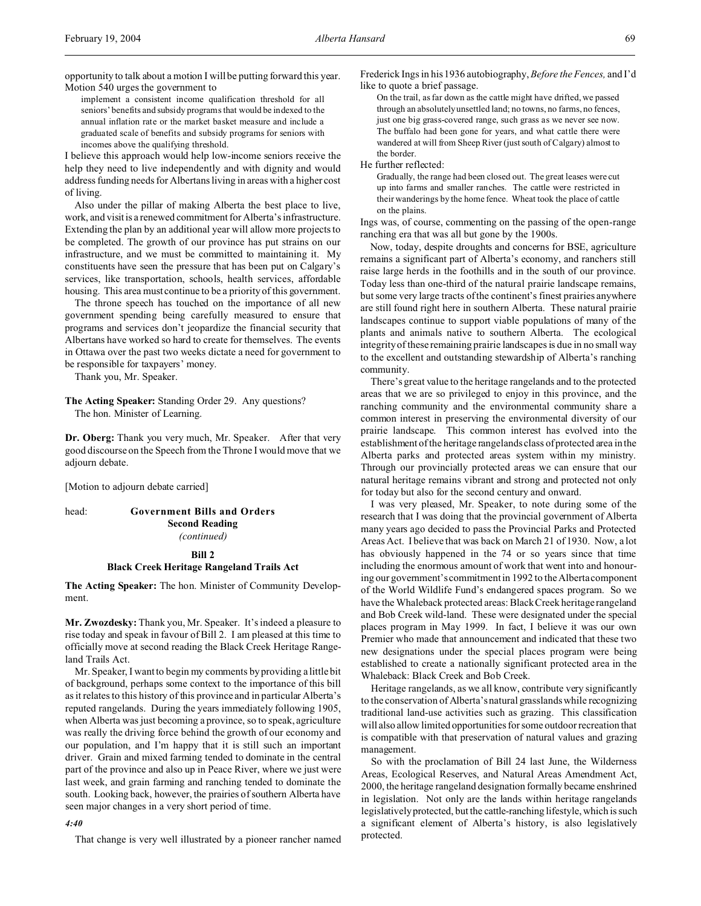opportunity to talk about a motion I will be putting forward this year. Motion 540 urges the government to

> implement a consistent income qualification threshold for all seniors' benefits and subsidy programs that would be indexed to the annual inflation rate or the market basket measure and include a graduated scale of benefits and subsidy programs for seniors with incomes above the qualifying threshold.

I believe this approach would help low-income seniors receive the help they need to live independently and with dignity and would address funding needs for Albertans living in areas with a higher cost of living.

Also under the pillar of making Alberta the best place to live, work, and visit is a renewed commitment for Alberta's infrastructure. Extending the plan by an additional year will allow more projects to be completed. The growth of our province has put strains on our infrastructure, and we must be committed to maintaining it. My constituents have seen the pressure that has been put on Calgary's services, like transportation, schools, health services, affordable housing. This area must continue to be a priority of this government.

The throne speech has touched on the importance of all new government spending being carefully measured to ensure that programs and services don't jeopardize the financial security that Albertans have worked so hard to create for themselves. The events in Ottawa over the past two weeks dictate a need for government to be responsible for taxpayers' money.

Thank you, Mr. Speaker.

**The Acting Speaker:** Standing Order 29. Any questions?
The hon. Minister of Learning.

**Dr. Oberg:** Thank you very much, Mr. Speaker. After that very good discourse on the Speech from the Throne I would move that we adjourn debate.

[Motion to adjourn debate carried]

head: **Government Bills and Orders**
**Second Reading**
*(continued)*

**Bill 2**
**Black Creek Heritage Rangeland Trails Act**

**The Acting Speaker:** The hon. Minister of Community Development.

**Mr. Zwozdesky:** Thank you, Mr. Speaker. It's indeed a pleasure to rise today and speak in favour of Bill 2. I am pleased at this time to officially move at second reading the Black Creek Heritage Rangeland Trails Act.

Mr. Speaker, I want to begin my comments by providing a little bit of background, perhaps some context to the importance of this bill as it relates to this history of this province and in particular Alberta's reputed rangelands. During the years immediately following 1905, when Alberta was just becoming a province, so to speak, agriculture was really the driving force behind the growth of our economy and our population, and I'm happy that it is still such an important driver. Grain and mixed farming tended to dominate in the central part of the province and also up in Peace River, where we just were last week, and grain farming and ranching tended to dominate the south. Looking back, however, the prairies of southern Alberta have seen major changes in a very short period of time.

*4:40*

That change is very well illustrated by a pioneer rancher named Frederick Ings in his 1936 autobiography, *Before the Fences,* and I'd like to quote a brief passage.

> On the trail, as far down as the cattle might have drifted, we passed through an absolutely unsettled land; no towns, no farms, no fences, just one big grass-covered range, such grass as we never see now. The buffalo had been gone for years, and what cattle there were wandered at will from Sheep River (just south of Calgary) almost to the border.

He further reflected:

> Gradually, the range had been closed out. The great leases were cut up into farms and smaller ranches. The cattle were restricted in their wanderings by the home fence. Wheat took the place of cattle on the plains.

Ings was, of course, commenting on the passing of the open-range ranching era that was all but gone by the 1900s.

Now, today, despite droughts and concerns for BSE, agriculture remains a significant part of Alberta's economy, and ranchers still raise large herds in the foothills and in the south of our province. Today less than one-third of the natural prairie landscape remains, but some very large tracts of the continent's finest prairies anywhere are still found right here in southern Alberta. These natural prairie landscapes continue to support viable populations of many of the plants and animals native to southern Alberta. The ecological integrity of these remaining prairie landscapes is due in no small way to the excellent and outstanding stewardship of Alberta's ranching community.

There's great value to the heritage rangelands and to the protected areas that we are so privileged to enjoy in this province, and the ranching community and the environmental community share a common interest in preserving the environmental diversity of our prairie landscape. This common interest has evolved into the establishment of the heritage rangelands class of protected area in the Alberta parks and protected areas system within my ministry. Through our provincially protected areas we can ensure that our natural heritage remains vibrant and strong and protected not only for today but also for the second century and onward.

I was very pleased, Mr. Speaker, to note during some of the research that I was doing that the provincial government of Alberta many years ago decided to pass the Provincial Parks and Protected Areas Act. I believe that was back on March 21 of 1930. Now, a lot has obviously happened in the 74 or so years since that time including the enormous amount of work that went into and honouring our government's commitment in 1992 to the Alberta component of the World Wildlife Fund's endangered spaces program. So we have the Whaleback protected areas: Black Creek heritage rangeland and Bob Creek wild-land. These were designated under the special places program in May 1999. In fact, I believe it was our own Premier who made that announcement and indicated that these two new designations under the special places program were being established to create a nationally significant protected area in the Whaleback: Black Creek and Bob Creek.

Heritage rangelands, as we all know, contribute very significantly to the conservation of Alberta's natural grasslands while recognizing traditional land-use activities such as grazing. This classification will also allow limited opportunities for some outdoor recreation that is compatible with that preservation of natural values and grazing management.

So with the proclamation of Bill 24 last June, the Wilderness Areas, Ecological Reserves, and Natural Areas Amendment Act, 2000, the heritage rangeland designation formally became enshrined in legislation. Not only are the lands within heritage rangelands legislatively protected, but the cattle-ranching lifestyle, which is such a significant element of Alberta's history, is also legislatively protected.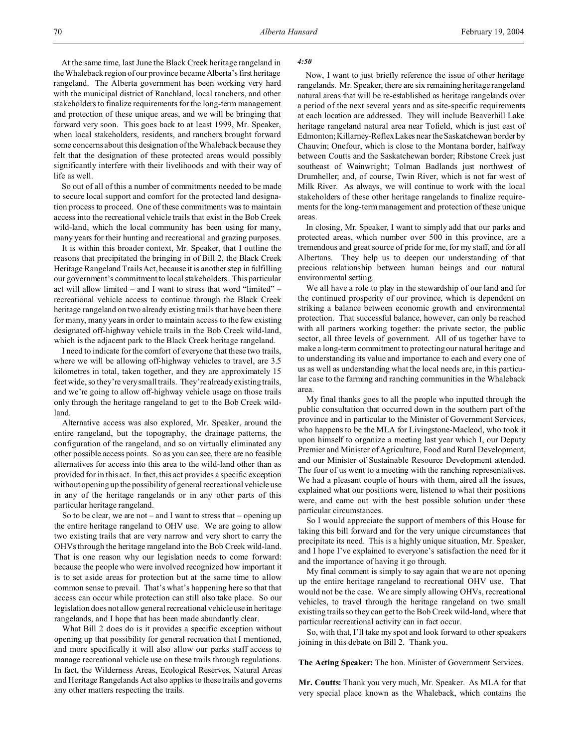At the same time, last June the Black Creek heritage rangeland in the Whaleback region of our province became Alberta's first heritage rangeland. The Alberta government has been working very hard with the municipal district of Ranchland, local ranchers, and other stakeholders to finalize requirements for the long-term management and protection of these unique areas, and we will be bringing that forward very soon. This goes back to at least 1999, Mr. Speaker, when local stakeholders, residents, and ranchers brought forward some concerns about this designation of the Whaleback because they felt that the designation of these protected areas would possibly significantly interfere with their livelihoods and with their way of life as well.

So out of all of this a number of commitments needed to be made to secure local support and comfort for the protected land designation process to proceed. One of these commitments was to maintain access into the recreational vehicle trails that exist in the Bob Creek wild-land, which the local community has been using for many, many years for their hunting and recreational and grazing purposes.

It is within this broader context, Mr. Speaker, that I outline the reasons that precipitated the bringing in of Bill 2, the Black Creek Heritage Rangeland Trails Act, because it is another step in fulfilling our government's commitment to local stakeholders. This particular act will allow limited – and I want to stress that word "limited" – recreational vehicle access to continue through the Black Creek heritage rangeland on two already existing trails that have been there for many, many years in order to maintain access to the few existing designated off-highway vehicle trails in the Bob Creek wild-land, which is the adjacent park to the Black Creek heritage rangeland.

I need to indicate for the comfort of everyone that these two trails, where we will be allowing off-highway vehicles to travel, are 3.5 kilometres in total, taken together, and they are approximately 15 feet wide, so they're very small trails. They're already existing trails, and we're going to allow off-highway vehicle usage on those trails only through the heritage rangeland to get to the Bob Creek wild-land.

Alternative access was also explored, Mr. Speaker, around the entire rangeland, but the topography, the drainage patterns, the configuration of the rangeland, and so on virtually eliminated any other possible access points. So as you can see, there are no feasible alternatives for access into this area to the wild-land other than as provided for in this act. In fact, this act provides a specific exception without opening up the possibility of general recreational vehicle use in any of the heritage rangelands or in any other parts of this particular heritage rangeland.

So to be clear, we are not – and I want to stress that – opening up the entire heritage rangeland to OHV use. We are going to allow two existing trails that are very narrow and very short to carry the OHVs through the heritage rangeland into the Bob Creek wild-land. That is one reason why our legislation needs to come forward: because the people who were involved recognized how important it is to set aside areas for protection but at the same time to allow common sense to prevail. That's what's happening here so that that access can occur while protection can still also take place. So our legislation does not allow general recreational vehicle use in heritage rangelands, and I hope that has been made abundantly clear.

What Bill 2 does do is it provides a specific exception without opening up that possibility for general recreation that I mentioned, and more specifically it will also allow our parks staff access to manage recreational vehicle use on these trails through regulations. In fact, the Wilderness Areas, Ecological Reserves, Natural Areas and Heritage Rangelands Act also applies to these trails and governs any other matters respecting the trails.

*4:50*

Now, I want to just briefly reference the issue of other heritage rangelands. Mr. Speaker, there are six remaining heritage rangeland natural areas that will be re-established as heritage rangelands over a period of the next several years and as site-specific requirements at each location are addressed. They will include Beaverhill Lake heritage rangeland natural area near Tofield, which is just east of Edmonton; Killarney-Reflex Lakes near the Saskatchewan border by Chauvin; Onefour, which is close to the Montana border, halfway between Coutts and the Saskatchewan border; Ribstone Creek just southeast of Wainwright; Tolman Badlands just northwest of Drumheller; and, of course, Twin River, which is not far west of Milk River. As always, we will continue to work with the local stakeholders of these other heritage rangelands to finalize requirements for the long-term management and protection of these unique areas.

In closing, Mr. Speaker, I want to simply add that our parks and protected areas, which number over 500 in this province, are a tremendous and great source of pride for me, for my staff, and for all Albertans. They help us to deepen our understanding of that precious relationship between human beings and our natural environmental setting.

We all have a role to play in the stewardship of our land and for the continued prosperity of our province, which is dependent on striking a balance between economic growth and environmental protection. That successful balance, however, can only be reached with all partners working together: the private sector, the public sector, all three levels of government. All of us together have to make a long-term commitment to protecting our natural heritage and to understanding its value and importance to each and every one of us as well as understanding what the local needs are, in this particular case to the farming and ranching communities in the Whaleback area.

My final thanks goes to all the people who inputted through the public consultation that occurred down in the southern part of the province and in particular to the Minister of Government Services, who happens to be the MLA for Livingstone-Macleod, who took it upon himself to organize a meeting last year which I, our Deputy Premier and Minister of Agriculture, Food and Rural Development, and our Minister of Sustainable Resource Development attended. The four of us went to a meeting with the ranching representatives. We had a pleasant couple of hours with them, aired all the issues, explained what our positions were, listened to what their positions were, and came out with the best possible solution under these particular circumstances.

So I would appreciate the support of members of this House for taking this bill forward and for the very unique circumstances that precipitate its need. This is a highly unique situation, Mr. Speaker, and I hope I've explained to everyone's satisfaction the need for it and the importance of having it go through.

My final comment is simply to say again that we are not opening up the entire heritage rangeland to recreational OHV use. That would not be the case. We are simply allowing OHVs, recreational vehicles, to travel through the heritage rangeland on two small existing trails so they can get to the Bob Creek wild-land, where that particular recreational activity can in fact occur.

So, with that, I'll take my spot and look forward to other speakers joining in this debate on Bill 2. Thank you.

**The Acting Speaker:** The hon. Minister of Government Services.

**Mr. Coutts:** Thank you very much, Mr. Speaker. As MLA for that very special place known as the Whaleback, which contains the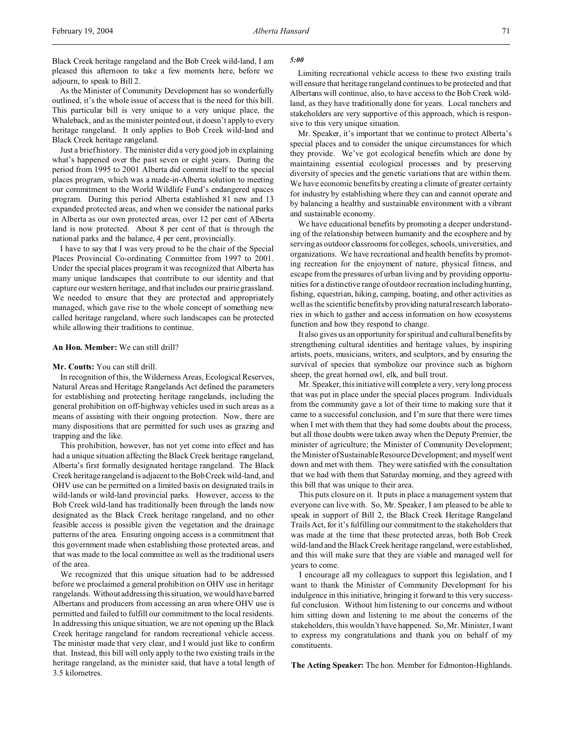Black Creek heritage rangeland and the Bob Creek wild-land, I am pleased this afternoon to take a few moments here, before we adjourn, to speak to Bill 2.

As the Minister of Community Development has so wonderfully outlined, it's the whole issue of access that is the need for this bill. This particular bill is very unique to a very unique place, the Whaleback, and as the minister pointed out, it doesn't apply to every heritage rangeland. It only applies to Bob Creek wild-land and Black Creek heritage rangeland.

Just a brief history. The minister did a very good job in explaining what's happened over the past seven or eight years. During the period from 1995 to 2001 Alberta did commit itself to the special places program, which was a made-in-Alberta solution to meeting our commitment to the World Wildlife Fund's endangered spaces program. During this period Alberta established 81 new and 13 expanded protected areas, and when we consider the national parks in Alberta as our own protected areas, over 12 per cent of Alberta land is now protected. About 8 per cent of that is through the national parks and the balance, 4 per cent, provincially.

I have to say that I was very proud to be the chair of the Special Places Provincial Co-ordinating Committee from 1997 to 2001. Under the special places program it was recognized that Alberta has many unique landscapes that contribute to our identity and that capture our western heritage, and that includes our prairie grassland. We needed to ensure that they are protected and appropriately managed, which gave rise to the whole concept of something new called heritage rangeland, where such landscapes can be protected while allowing their traditions to continue.

**An Hon. Member:** We can still drill?

**Mr. Coutts:** You can still drill.

In recognition of this, the Wilderness Areas, Ecological Reserves, Natural Areas and Heritage Rangelands Act defined the parameters for establishing and protecting heritage rangelands, including the general prohibition on off-highway vehicles used in such areas as a means of assisting with their ongoing protection. Now, there are many dispositions that are permitted for such uses as grazing and trapping and the like.

This prohibition, however, has not yet come into effect and has had a unique situation affecting the Black Creek heritage rangeland, Alberta's first formally designated heritage rangeland. The Black Creek heritage rangeland is adjacent to the Bob Creek wild-land, and OHV use can be permitted on a limited basis on designated trails in wild-lands or wild-land provincial parks. However, access to the Bob Creek wild-land has traditionally been through the lands now designated as the Black Creek heritage rangeland, and no other feasible access is possible given the vegetation and the drainage patterns of the area. Ensuring ongoing access is a commitment that this government made when establishing those protected areas, and that was made to the local committee as well as the traditional users of the area.

We recognized that this unique situation had to be addressed before we proclaimed a general prohibition on OHV use in heritage rangelands. Without addressing this situation, we would have barred Albertans and producers from accessing an area where OHV use is permitted and failed to fulfill our commitment to the local residents. In addressing this unique situation, we are not opening up the Black Creek heritage rangeland for random recreational vehicle access. The minister made that very clear, and I would just like to confirm that. Instead, this bill will only apply to the two existing trails in the heritage rangeland, as the minister said, that have a total length of 3.5 kilometres.

*5:00*

Limiting recreational vehicle access to these two existing trails will ensure that heritage rangeland continues to be protected and that Albertans will continue, also, to have access to the Bob Creek wild-land, as they have traditionally done for years. Local ranchers and stakeholders are very supportive of this approach, which is responsive to this very unique situation.

Mr. Speaker, it's important that we continue to protect Alberta's special places and to consider the unique circumstances for which they provide. We've got ecological benefits which are done by maintaining essential ecological processes and by preserving diversity of species and the genetic variations that are within them. We have economic benefits by creating a climate of greater certainty for industry by establishing where they can and cannot operate and by balancing a healthy and sustainable environment with a vibrant and sustainable economy.

We have educational benefits by promoting a deeper understanding of the relationship between humanity and the ecosphere and by serving as outdoor classrooms for colleges, schools, universities, and organizations. We have recreational and health benefits by promoting recreation for the enjoyment of nature, physical fitness, and escape from the pressures of urban living and by providing opportunities for a distinctive range of outdoor recreation including hunting, fishing, equestrian, hiking, camping, boating, and other activities as well as the scientific benefits by providing natural research laboratories in which to gather and access information on how ecosystems function and how they respond to change.

It also gives us an opportunity for spiritual and cultural benefits by strengthening cultural identities and heritage values, by inspiring artists, poets, musicians, writers, and sculptors, and by ensuring the survival of species that symbolize our province such as bighorn sheep, the great horned owl, elk, and bull trout.

Mr. Speaker, this initiative will complete a very, very long process that was put in place under the special places program. Individuals from the community gave a lot of their time to making sure that it came to a successful conclusion, and I'm sure that there were times when I met with them that they had some doubts about the process, but all those doubts were taken away when the Deputy Premier, the minister of agriculture; the Minister of Community Development; the Minister of Sustainable Resource Development; and myself went down and met with them. They were satisfied with the consultation that we had with them that Saturday morning, and they agreed with this bill that was unique to their area.

This puts closure on it. It puts in place a management system that everyone can live with. So, Mr. Speaker, I am pleased to be able to speak in support of Bill 2, the Black Creek Heritage Rangeland Trails Act, for it's fulfilling our commitment to the stakeholders that was made at the time that these protected areas, both Bob Creek wild-land and the Black Creek heritage rangeland, were established, and this will make sure that they are viable and managed well for years to come.

I encourage all my colleagues to support this legislation, and I want to thank the Minister of Community Development for his indulgence in this initiative, bringing it forward to this very successful conclusion. Without him listening to our concerns and without him sitting down and listening to me about the concerns of the stakeholders, this wouldn't have happened. So, Mr. Minister, I want to express my congratulations and thank you on behalf of my constituents.

**The Acting Speaker:** The hon. Member for Edmonton-Highlands.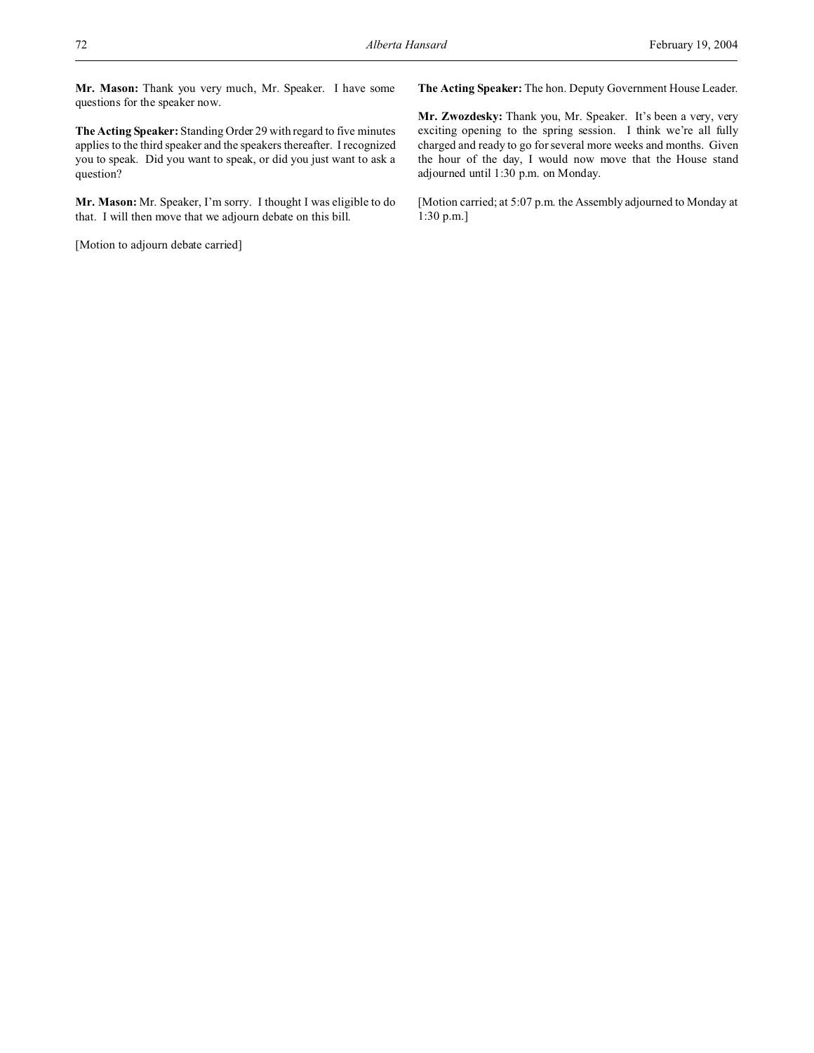**Mr. Mason:** Thank you very much, Mr. Speaker. I have some questions for the speaker now.

**The Acting Speaker:** Standing Order 29 with regard to five minutes applies to the third speaker and the speakers thereafter. I recognized you to speak. Did you want to speak, or did you just want to ask a question?

**Mr. Mason:** Mr. Speaker, I'm sorry. I thought I was eligible to do that. I will then move that we adjourn debate on this bill.

[Motion to adjourn debate carried]

**The Acting Speaker:** The hon. Deputy Government House Leader.

**Mr. Zwozdesky:** Thank you, Mr. Speaker. It's been a very, very exciting opening to the spring session. I think we're all fully charged and ready to go for several more weeks and months. Given the hour of the day, I would now move that the House stand adjourned until 1:30 p.m. on Monday.

[Motion carried; at 5:07 p.m. the Assembly adjourned to Monday at 1:30 p.m.]